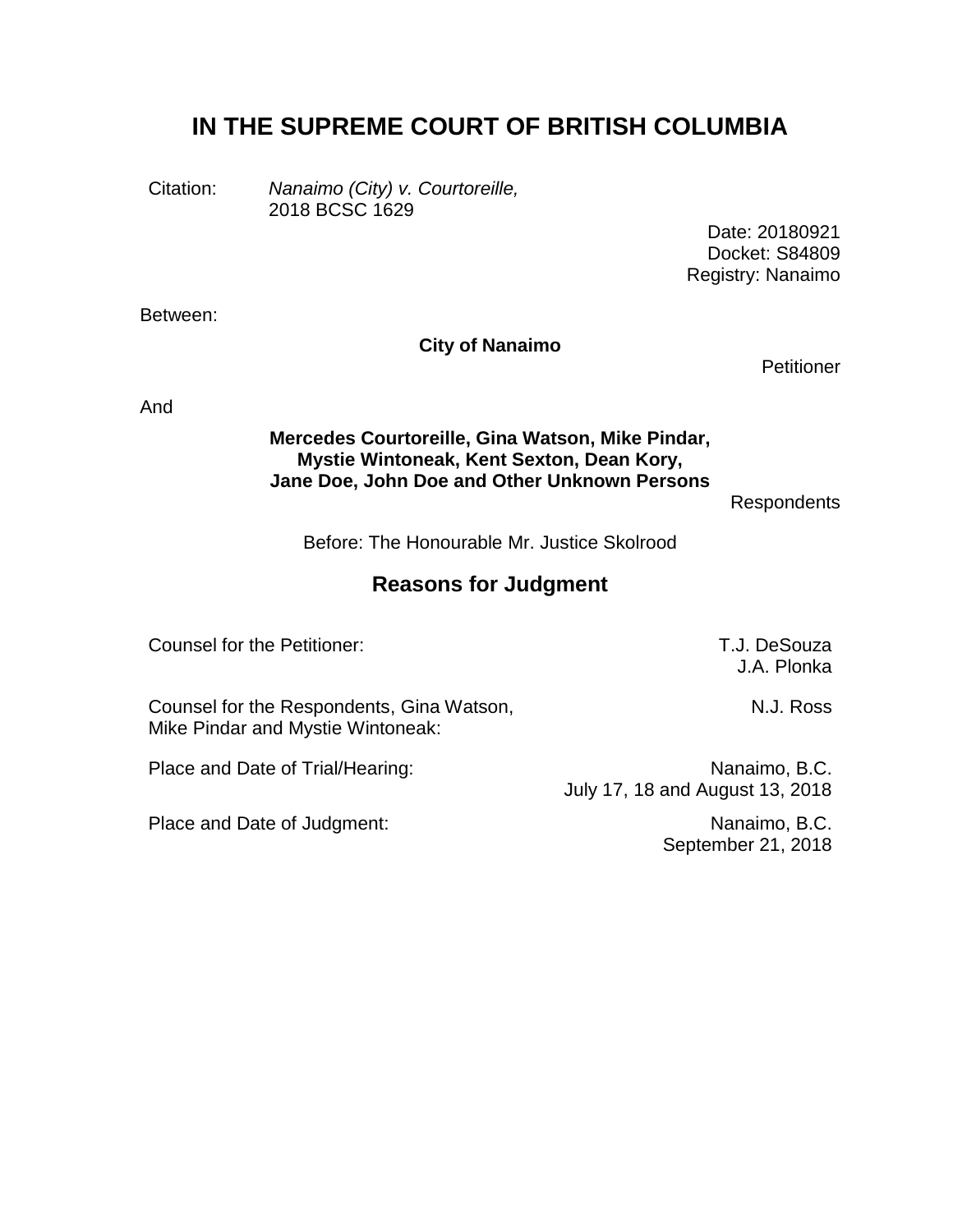# IN THE SUPREME COURT OF BRITISH COLUMBIA

Citation: *Nanaimo (City) v. Courtoreille,* 2018 BCSC 1629

Date: 20180921
Docket: S84809
Registry: Nanaimo

Between:

**City of Nanaimo**

Petitioner

And

**Mercedes Courtoreille, Gina Watson, Mike Pindar, Mystie Wintoneak, Kent Sexton, Dean Kory, Jane Doe, John Doe and Other Unknown Persons**

Respondents

Before: The Honourable Mr. Justice Skolrood

## Reasons for Judgment

| | |
|---|---|
| Counsel for the Petitioner: | T.J. DeSouza<br>J.A. Plonka |
| Counsel for the Respondents, Gina Watson, Mike Pindar and Mystie Wintoneak: | N.J. Ross |
| Place and Date of Trial/Hearing: | Nanaimo, B.C.<br>July 17, 18 and August 13, 2018 |
| Place and Date of Judgment: | Nanaimo, B.C.<br>September 21, 2018 |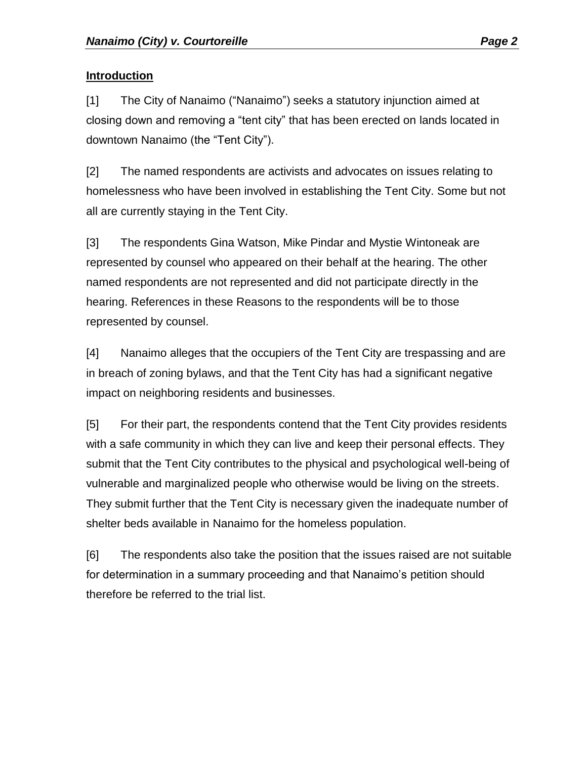## Introduction

[1] The City of Nanaimo ("Nanaimo") seeks a statutory injunction aimed at closing down and removing a "tent city" that has been erected on lands located in downtown Nanaimo (the "Tent City").

[2] The named respondents are activists and advocates on issues relating to homelessness who have been involved in establishing the Tent City. Some but not all are currently staying in the Tent City.

[3] The respondents Gina Watson, Mike Pindar and Mystie Wintoneak are represented by counsel who appeared on their behalf at the hearing. The other named respondents are not represented and did not participate directly in the hearing. References in these Reasons to the respondents will be to those represented by counsel.

[4] Nanaimo alleges that the occupiers of the Tent City are trespassing and are in breach of zoning bylaws, and that the Tent City has had a significant negative impact on neighboring residents and businesses.

[5] For their part, the respondents contend that the Tent City provides residents with a safe community in which they can live and keep their personal effects. They submit that the Tent City contributes to the physical and psychological well-being of vulnerable and marginalized people who otherwise would be living on the streets. They submit further that the Tent City is necessary given the inadequate number of shelter beds available in Nanaimo for the homeless population.

[6] The respondents also take the position that the issues raised are not suitable for determination in a summary proceeding and that Nanaimo's petition should therefore be referred to the trial list.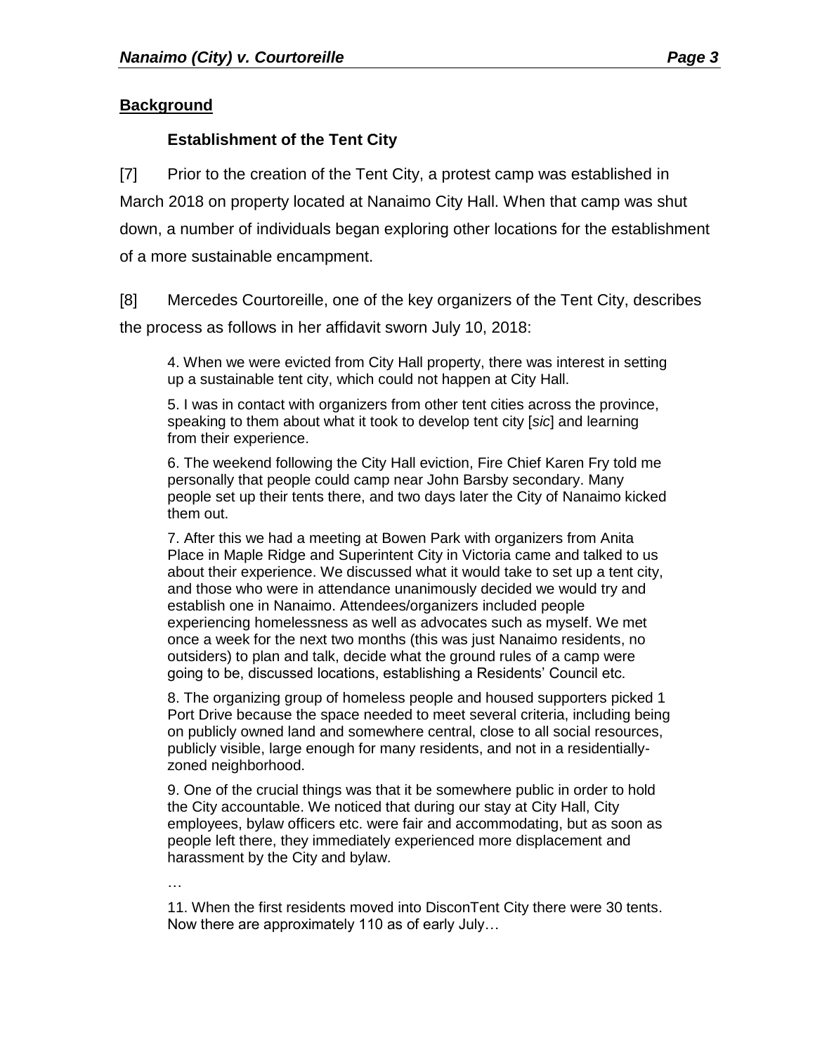## **Background**

### **Establishment of the Tent City**

[7] Prior to the creation of the Tent City, a protest camp was established in March 2018 on property located at Nanaimo City Hall. When that camp was shut down, a number of individuals began exploring other locations for the establishment of a more sustainable encampment.

[8] Mercedes Courtoreille, one of the key organizers of the Tent City, describes the process as follows in her affidavit sworn July 10, 2018:

> 4. When we were evicted from City Hall property, there was interest in setting up a sustainable tent city, which could not happen at City Hall.
>
> 5. I was in contact with organizers from other tent cities across the province, speaking to them about what it took to develop tent city [*sic*] and learning from their experience.
>
> 6. The weekend following the City Hall eviction, Fire Chief Karen Fry told me personally that people could camp near John Barsby secondary. Many people set up their tents there, and two days later the City of Nanaimo kicked them out.
>
> 7. After this we had a meeting at Bowen Park with organizers from Anita Place in Maple Ridge and Superintent City in Victoria came and talked to us about their experience. We discussed what it would take to set up a tent city, and those who were in attendance unanimously decided we would try and establish one in Nanaimo. Attendees/organizers included people experiencing homelessness as well as advocates such as myself. We met once a week for the next two months (this was just Nanaimo residents, no outsiders) to plan and talk, decide what the ground rules of a camp were going to be, discussed locations, establishing a Residents' Council etc.
>
> 8. The organizing group of homeless people and housed supporters picked 1 Port Drive because the space needed to meet several criteria, including being on publicly owned land and somewhere central, close to all social resources, publicly visible, large enough for many residents, and not in a residentially-zoned neighborhood.
>
> 9. One of the crucial things was that it be somewhere public in order to hold the City accountable. We noticed that during our stay at City Hall, City employees, bylaw officers etc. were fair and accommodating, but as soon as people left there, they immediately experienced more displacement and harassment by the City and bylaw.
>
> …
>
> 11. When the first residents moved into DisconTent City there were 30 tents. Now there are approximately 110 as of early July…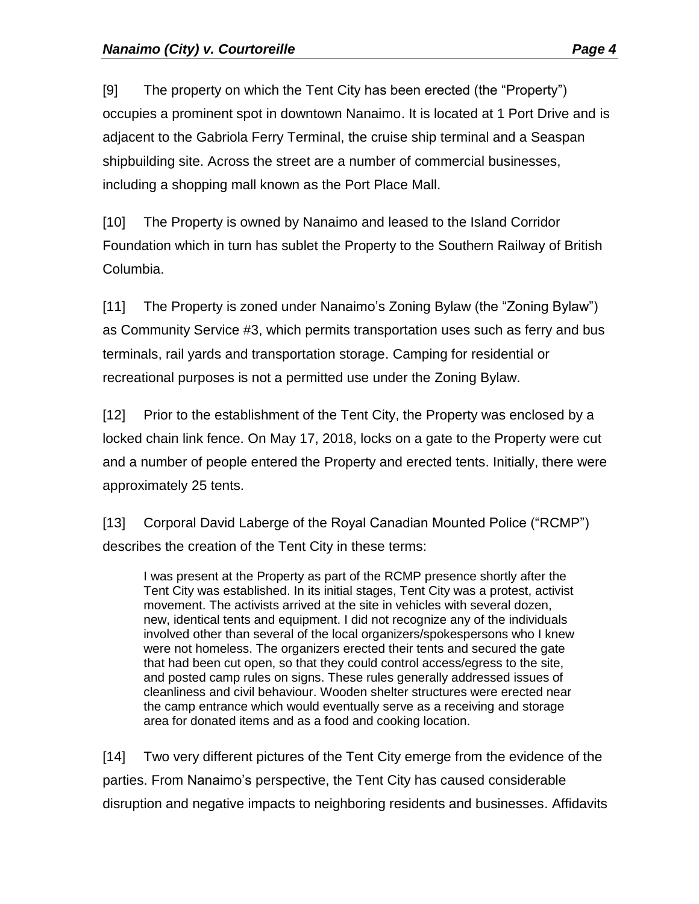[9] The property on which the Tent City has been erected (the "Property") occupies a prominent spot in downtown Nanaimo. It is located at 1 Port Drive and is adjacent to the Gabriola Ferry Terminal, the cruise ship terminal and a Seaspan shipbuilding site. Across the street are a number of commercial businesses, including a shopping mall known as the Port Place Mall.

[10] The Property is owned by Nanaimo and leased to the Island Corridor Foundation which in turn has sublet the Property to the Southern Railway of British Columbia.

[11] The Property is zoned under Nanaimo's Zoning Bylaw (the "Zoning Bylaw") as Community Service #3, which permits transportation uses such as ferry and bus terminals, rail yards and transportation storage. Camping for residential or recreational purposes is not a permitted use under the Zoning Bylaw.

[12] Prior to the establishment of the Tent City, the Property was enclosed by a locked chain link fence. On May 17, 2018, locks on a gate to the Property were cut and a number of people entered the Property and erected tents. Initially, there were approximately 25 tents.

[13] Corporal David Laberge of the Royal Canadian Mounted Police ("RCMP") describes the creation of the Tent City in these terms:

> I was present at the Property as part of the RCMP presence shortly after the Tent City was established. In its initial stages, Tent City was a protest, activist movement. The activists arrived at the site in vehicles with several dozen, new, identical tents and equipment. I did not recognize any of the individuals involved other than several of the local organizers/spokespersons who I knew were not homeless. The organizers erected their tents and secured the gate that had been cut open, so that they could control access/egress to the site, and posted camp rules on signs. These rules generally addressed issues of cleanliness and civil behaviour. Wooden shelter structures were erected near the camp entrance which would eventually serve as a receiving and storage area for donated items and as a food and cooking location.

[14] Two very different pictures of the Tent City emerge from the evidence of the parties. From Nanaimo's perspective, the Tent City has caused considerable disruption and negative impacts to neighboring residents and businesses. Affidavits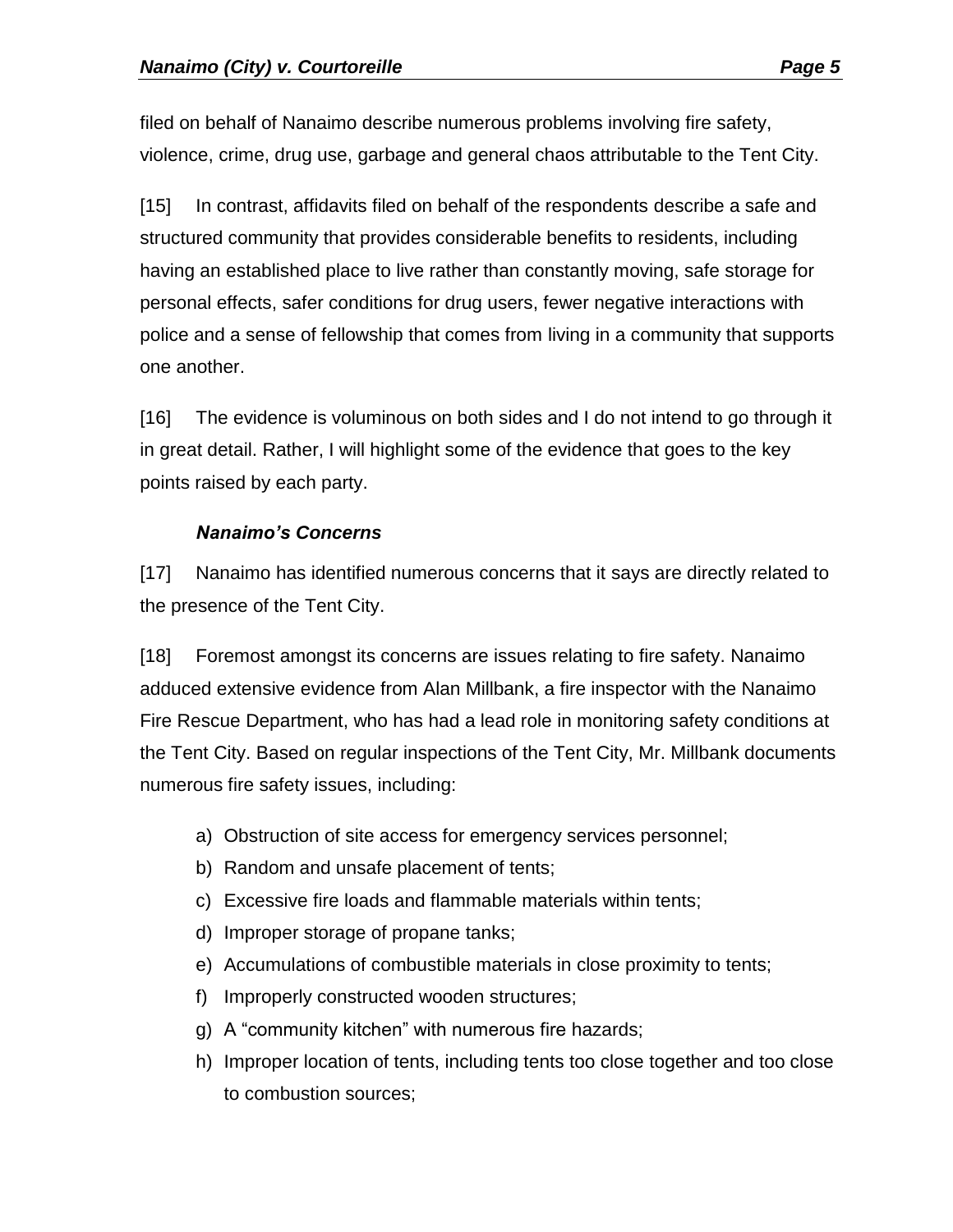filed on behalf of Nanaimo describe numerous problems involving fire safety, violence, crime, drug use, garbage and general chaos attributable to the Tent City.

[15] In contrast, affidavits filed on behalf of the respondents describe a safe and structured community that provides considerable benefits to residents, including having an established place to live rather than constantly moving, safe storage for personal effects, safer conditions for drug users, fewer negative interactions with police and a sense of fellowship that comes from living in a community that supports one another.

[16] The evidence is voluminous on both sides and I do not intend to go through it in great detail. Rather, I will highlight some of the evidence that goes to the key points raised by each party.

### *Nanaimo's Concerns*

[17] Nanaimo has identified numerous concerns that it says are directly related to the presence of the Tent City.

[18] Foremost amongst its concerns are issues relating to fire safety. Nanaimo adduced extensive evidence from Alan Millbank, a fire inspector with the Nanaimo Fire Rescue Department, who has had a lead role in monitoring safety conditions at the Tent City. Based on regular inspections of the Tent City, Mr. Millbank documents numerous fire safety issues, including:

a) Obstruction of site access for emergency services personnel;
b) Random and unsafe placement of tents;
c) Excessive fire loads and flammable materials within tents;
d) Improper storage of propane tanks;
e) Accumulations of combustible materials in close proximity to tents;
f) Improperly constructed wooden structures;
g) A "community kitchen" with numerous fire hazards;
h) Improper location of tents, including tents too close together and too close to combustion sources;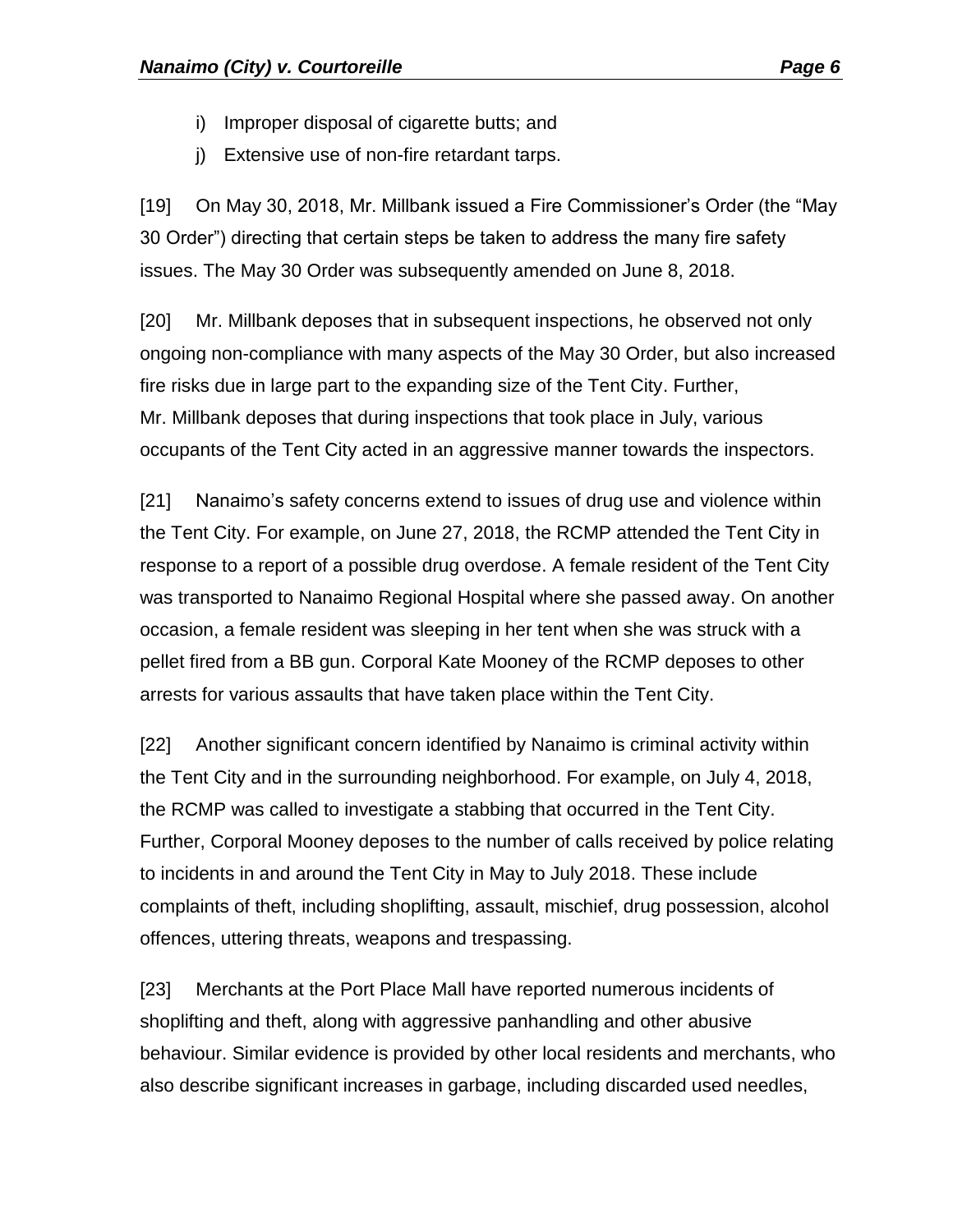i) Improper disposal of cigarette butts; and

j) Extensive use of non-fire retardant tarps.

[19] On May 30, 2018, Mr. Millbank issued a Fire Commissioner's Order (the "May 30 Order") directing that certain steps be taken to address the many fire safety issues. The May 30 Order was subsequently amended on June 8, 2018.

[20] Mr. Millbank deposes that in subsequent inspections, he observed not only ongoing non-compliance with many aspects of the May 30 Order, but also increased fire risks due in large part to the expanding size of the Tent City. Further, Mr. Millbank deposes that during inspections that took place in July, various occupants of the Tent City acted in an aggressive manner towards the inspectors.

[21] Nanaimo's safety concerns extend to issues of drug use and violence within the Tent City. For example, on June 27, 2018, the RCMP attended the Tent City in response to a report of a possible drug overdose. A female resident of the Tent City was transported to Nanaimo Regional Hospital where she passed away. On another occasion, a female resident was sleeping in her tent when she was struck with a pellet fired from a BB gun. Corporal Kate Mooney of the RCMP deposes to other arrests for various assaults that have taken place within the Tent City.

[22] Another significant concern identified by Nanaimo is criminal activity within the Tent City and in the surrounding neighborhood. For example, on July 4, 2018, the RCMP was called to investigate a stabbing that occurred in the Tent City. Further, Corporal Mooney deposes to the number of calls received by police relating to incidents in and around the Tent City in May to July 2018. These include complaints of theft, including shoplifting, assault, mischief, drug possession, alcohol offences, uttering threats, weapons and trespassing.

[23] Merchants at the Port Place Mall have reported numerous incidents of shoplifting and theft, along with aggressive panhandling and other abusive behaviour. Similar evidence is provided by other local residents and merchants, who also describe significant increases in garbage, including discarded used needles,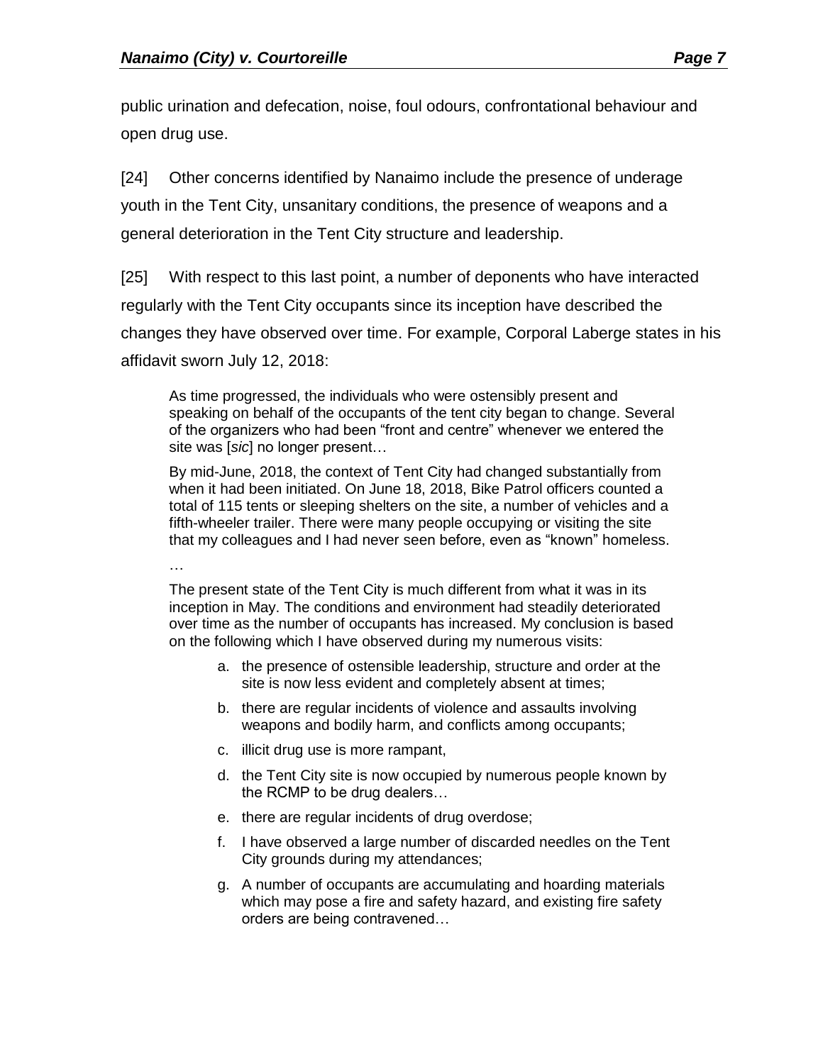public urination and defecation, noise, foul odours, confrontational behaviour and open drug use.

[24] Other concerns identified by Nanaimo include the presence of underage youth in the Tent City, unsanitary conditions, the presence of weapons and a general deterioration in the Tent City structure and leadership.

[25] With respect to this last point, a number of deponents who have interacted regularly with the Tent City occupants since its inception have described the changes they have observed over time. For example, Corporal Laberge states in his affidavit sworn July 12, 2018:

> As time progressed, the individuals who were ostensibly present and speaking on behalf of the occupants of the tent city began to change. Several of the organizers who had been "front and centre" whenever we entered the site was [*sic*] no longer present…
>
> By mid-June, 2018, the context of Tent City had changed substantially from when it had been initiated. On June 18, 2018, Bike Patrol officers counted a total of 115 tents or sleeping shelters on the site, a number of vehicles and a fifth-wheeler trailer. There were many people occupying or visiting the site that my colleagues and I had never seen before, even as "known" homeless.
>
> …
>
> The present state of the Tent City is much different from what it was in its inception in May. The conditions and environment had steadily deteriorated over time as the number of occupants has increased. My conclusion is based on the following which I have observed during my numerous visits:
>
> a. the presence of ostensible leadership, structure and order at the site is now less evident and completely absent at times;
>
> b. there are regular incidents of violence and assaults involving weapons and bodily harm, and conflicts among occupants;
>
> c. illicit drug use is more rampant,
>
> d. the Tent City site is now occupied by numerous people known by the RCMP to be drug dealers…
>
> e. there are regular incidents of drug overdose;
>
> f. I have observed a large number of discarded needles on the Tent City grounds during my attendances;
>
> g. A number of occupants are accumulating and hoarding materials which may pose a fire and safety hazard, and existing fire safety orders are being contravened…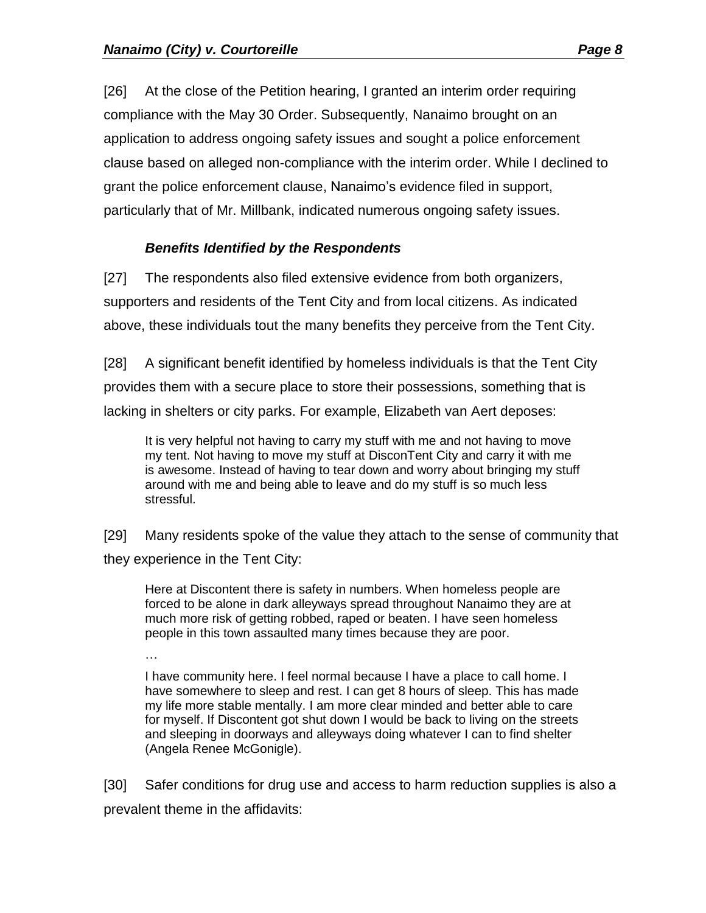[26] At the close of the Petition hearing, I granted an interim order requiring compliance with the May 30 Order. Subsequently, Nanaimo brought on an application to address ongoing safety issues and sought a police enforcement clause based on alleged non-compliance with the interim order. While I declined to grant the police enforcement clause, Nanaimo's evidence filed in support, particularly that of Mr. Millbank, indicated numerous ongoing safety issues.

### *Benefits Identified by the Respondents*

[27] The respondents also filed extensive evidence from both organizers, supporters and residents of the Tent City and from local citizens. As indicated above, these individuals tout the many benefits they perceive from the Tent City.

[28] A significant benefit identified by homeless individuals is that the Tent City provides them with a secure place to store their possessions, something that is lacking in shelters or city parks. For example, Elizabeth van Aert deposes:

> It is very helpful not having to carry my stuff with me and not having to move my tent. Not having to move my stuff at DisconTent City and carry it with me is awesome. Instead of having to tear down and worry about bringing my stuff around with me and being able to leave and do my stuff is so much less stressful.

[29] Many residents spoke of the value they attach to the sense of community that they experience in the Tent City:

> Here at Discontent there is safety in numbers. When homeless people are forced to be alone in dark alleyways spread throughout Nanaimo they are at much more risk of getting robbed, raped or beaten. I have seen homeless people in this town assaulted many times because they are poor.
>
> …
>
> I have community here. I feel normal because I have a place to call home. I have somewhere to sleep and rest. I can get 8 hours of sleep. This has made my life more stable mentally. I am more clear minded and better able to care for myself. If Discontent got shut down I would be back to living on the streets and sleeping in doorways and alleyways doing whatever I can to find shelter (Angela Renee McGonigle).

[30] Safer conditions for drug use and access to harm reduction supplies is also a prevalent theme in the affidavits: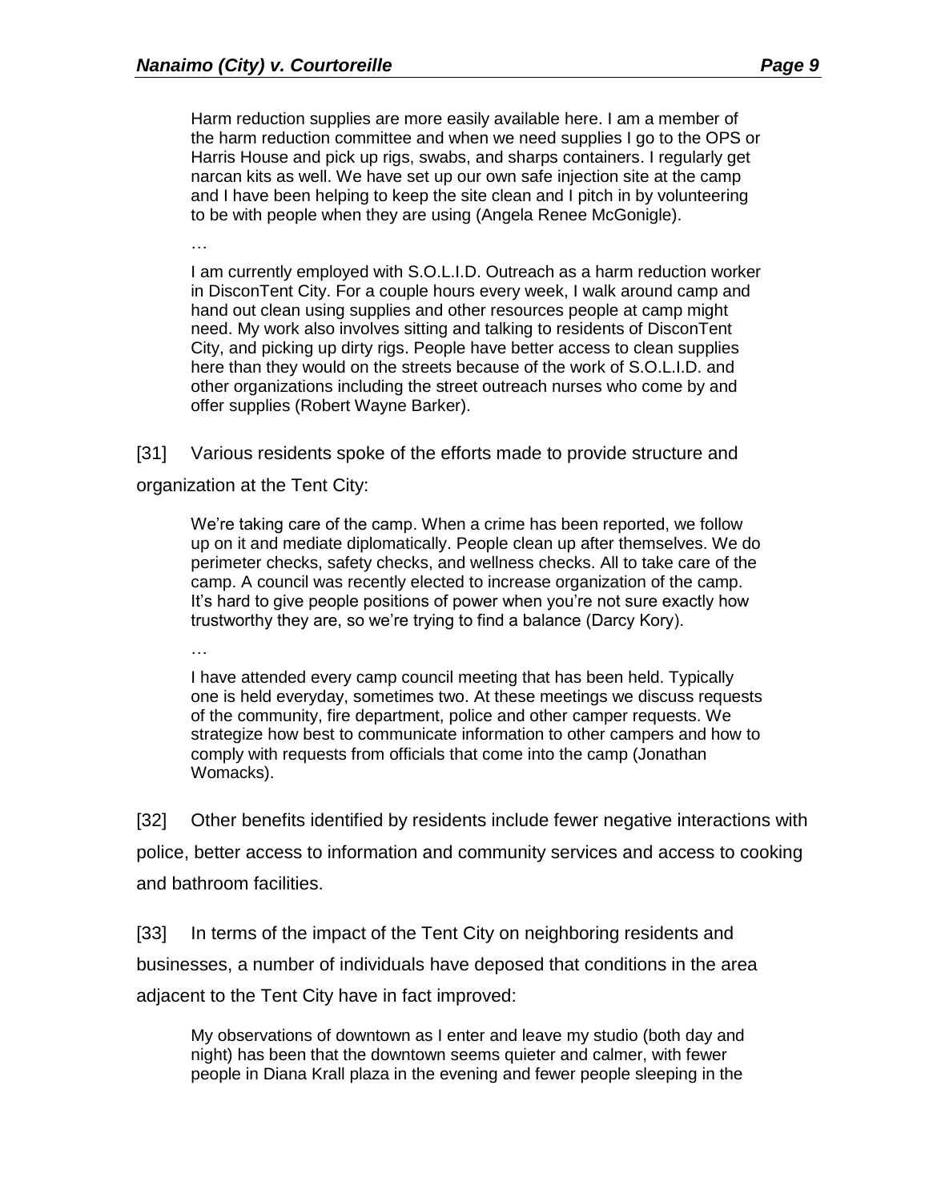> Harm reduction supplies are more easily available here. I am a member of the harm reduction committee and when we need supplies I go to the OPS or Harris House and pick up rigs, swabs, and sharps containers. I regularly get narcan kits as well. We have set up our own safe injection site at the camp and I have been helping to keep the site clean and I pitch in by volunteering to be with people when they are using (Angela Renee McGonigle).
>
> …
>
> I am currently employed with S.O.L.I.D. Outreach as a harm reduction worker in DisconTent City. For a couple hours every week, I walk around camp and hand out clean using supplies and other resources people at camp might need. My work also involves sitting and talking to residents of DisconTent City, and picking up dirty rigs. People have better access to clean supplies here than they would on the streets because of the work of S.O.L.I.D. and other organizations including the street outreach nurses who come by and offer supplies (Robert Wayne Barker).

[31] Various residents spoke of the efforts made to provide structure and organization at the Tent City:

> We're taking care of the camp. When a crime has been reported, we follow up on it and mediate diplomatically. People clean up after themselves. We do perimeter checks, safety checks, and wellness checks. All to take care of the camp. A council was recently elected to increase organization of the camp. It's hard to give people positions of power when you're not sure exactly how trustworthy they are, so we're trying to find a balance (Darcy Kory).
>
> …
>
> I have attended every camp council meeting that has been held. Typically one is held everyday, sometimes two. At these meetings we discuss requests of the community, fire department, police and other camper requests. We strategize how best to communicate information to other campers and how to comply with requests from officials that come into the camp (Jonathan Womacks).

[32] Other benefits identified by residents include fewer negative interactions with police, better access to information and community services and access to cooking and bathroom facilities.

[33] In terms of the impact of the Tent City on neighboring residents and businesses, a number of individuals have deposed that conditions in the area adjacent to the Tent City have in fact improved:

> My observations of downtown as I enter and leave my studio (both day and night) has been that the downtown seems quieter and calmer, with fewer people in Diana Krall plaza in the evening and fewer people sleeping in the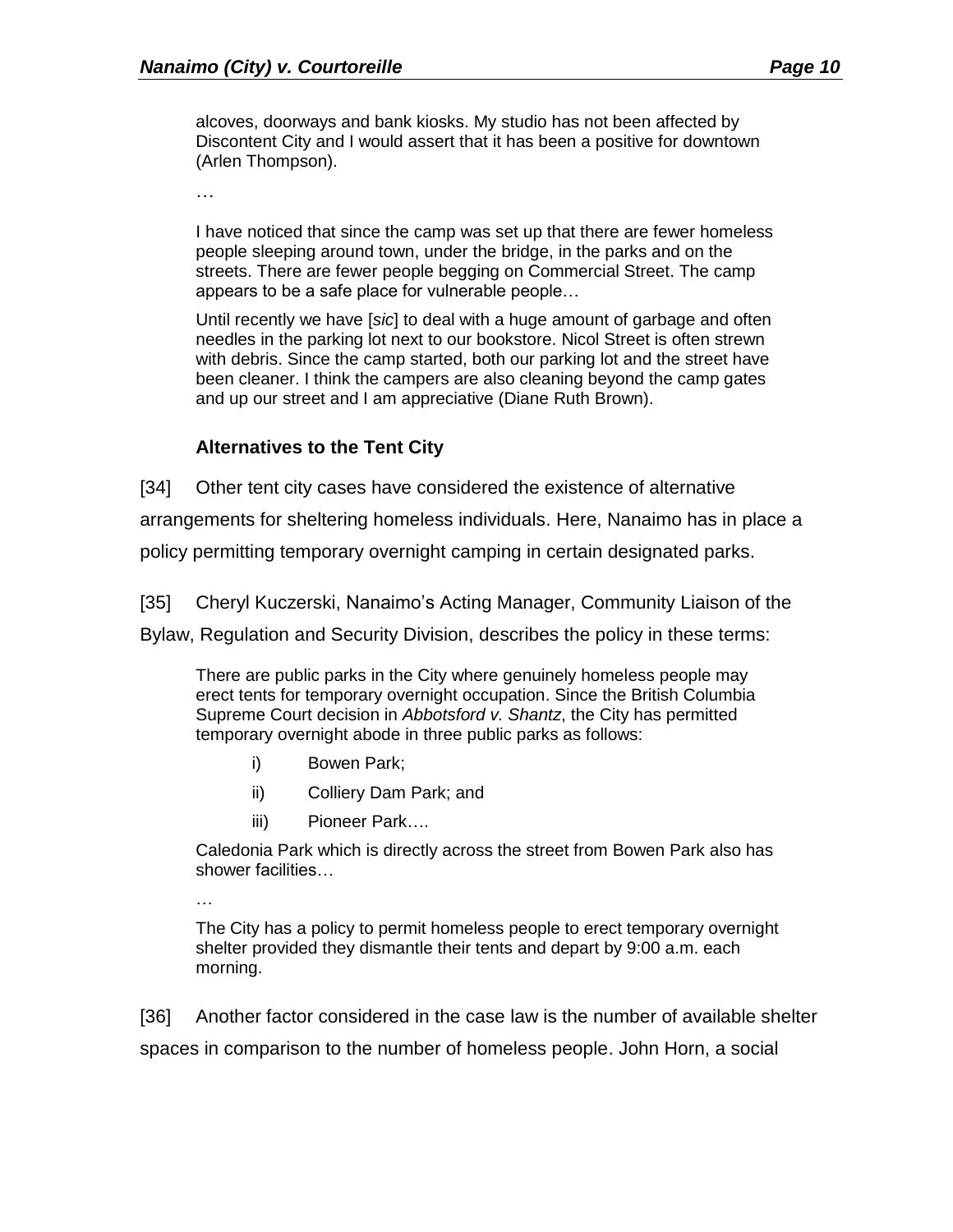> alcoves, doorways and bank kiosks. My studio has not been affected by Discontent City and I would assert that it has been a positive for downtown (Arlen Thompson).
>
> …
>
> I have noticed that since the camp was set up that there are fewer homeless people sleeping around town, under the bridge, in the parks and on the streets. There are fewer people begging on Commercial Street. The camp appears to be a safe place for vulnerable people…
>
> Until recently we have [*sic*] to deal with a huge amount of garbage and often needles in the parking lot next to our bookstore. Nicol Street is often strewn with debris. Since the camp started, both our parking lot and the street have been cleaner. I think the campers are also cleaning beyond the camp gates and up our street and I am appreciative (Diane Ruth Brown).

### Alternatives to the Tent City

[34] Other tent city cases have considered the existence of alternative arrangements for sheltering homeless individuals. Here, Nanaimo has in place a policy permitting temporary overnight camping in certain designated parks.

[35] Cheryl Kuczerski, Nanaimo's Acting Manager, Community Liaison of the Bylaw, Regulation and Security Division, describes the policy in these terms:

> There are public parks in the City where genuinely homeless people may erect tents for temporary overnight occupation. Since the British Columbia Supreme Court decision in *Abbotsford v. Shantz*, the City has permitted temporary overnight abode in three public parks as follows:
>
> i) Bowen Park;
>
> ii) Colliery Dam Park; and
>
> iii) Pioneer Park….
>
> Caledonia Park which is directly across the street from Bowen Park also has shower facilities…
>
> …
>
> The City has a policy to permit homeless people to erect temporary overnight shelter provided they dismantle their tents and depart by 9:00 a.m. each morning.

[36] Another factor considered in the case law is the number of available shelter spaces in comparison to the number of homeless people. John Horn, a social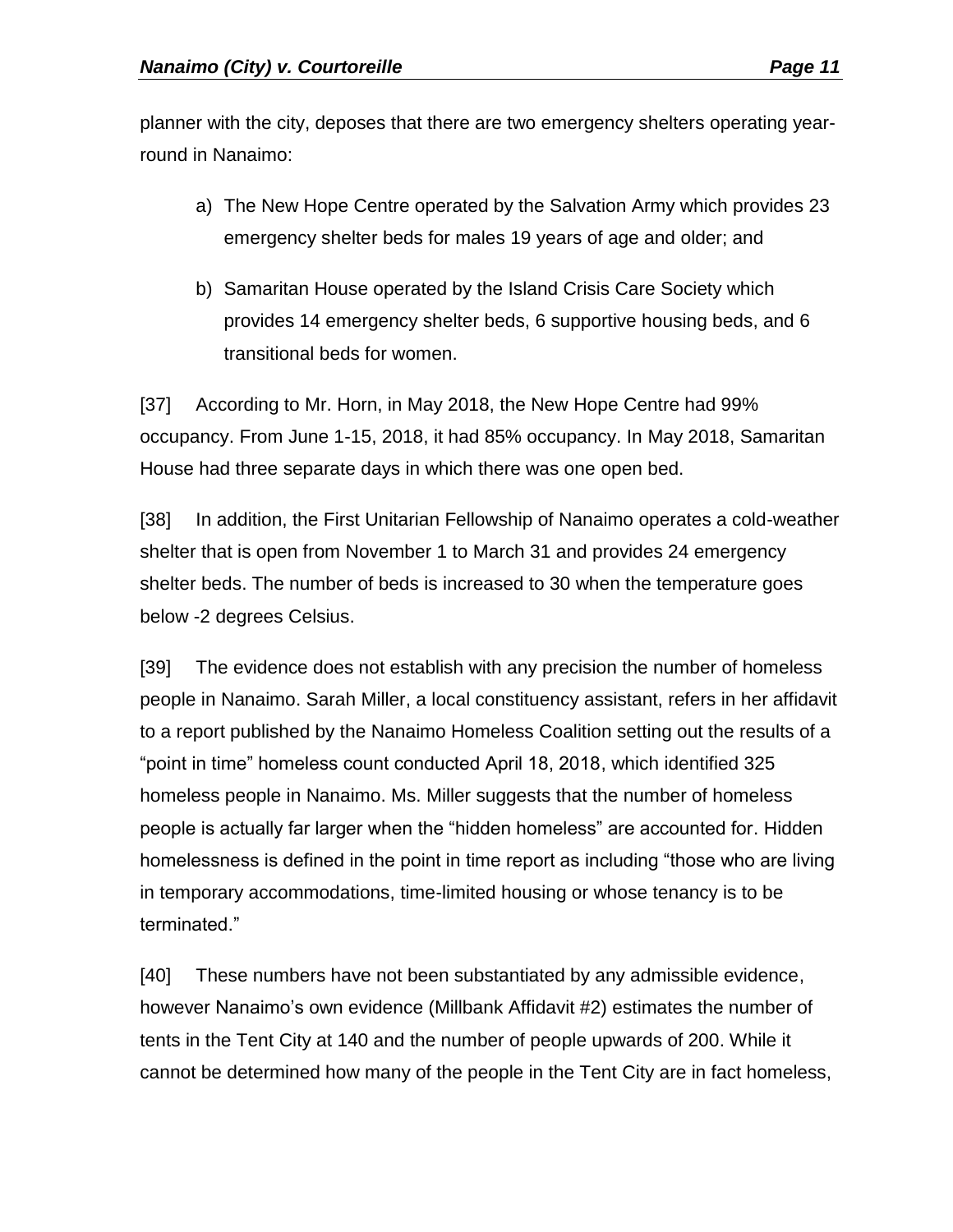planner with the city, deposes that there are two emergency shelters operating year-round in Nanaimo:

a) The New Hope Centre operated by the Salvation Army which provides 23 emergency shelter beds for males 19 years of age and older; and

b) Samaritan House operated by the Island Crisis Care Society which provides 14 emergency shelter beds, 6 supportive housing beds, and 6 transitional beds for women.

[37] According to Mr. Horn, in May 2018, the New Hope Centre had 99% occupancy. From June 1-15, 2018, it had 85% occupancy. In May 2018, Samaritan House had three separate days in which there was one open bed.

[38] In addition, the First Unitarian Fellowship of Nanaimo operates a cold-weather shelter that is open from November 1 to March 31 and provides 24 emergency shelter beds. The number of beds is increased to 30 when the temperature goes below -2 degrees Celsius.

[39] The evidence does not establish with any precision the number of homeless people in Nanaimo. Sarah Miller, a local constituency assistant, refers in her affidavit to a report published by the Nanaimo Homeless Coalition setting out the results of a "point in time" homeless count conducted April 18, 2018, which identified 325 homeless people in Nanaimo. Ms. Miller suggests that the number of homeless people is actually far larger when the "hidden homeless" are accounted for. Hidden homelessness is defined in the point in time report as including "those who are living in temporary accommodations, time-limited housing or whose tenancy is to be terminated."

[40] These numbers have not been substantiated by any admissible evidence, however Nanaimo's own evidence (Millbank Affidavit #2) estimates the number of tents in the Tent City at 140 and the number of people upwards of 200. While it cannot be determined how many of the people in the Tent City are in fact homeless,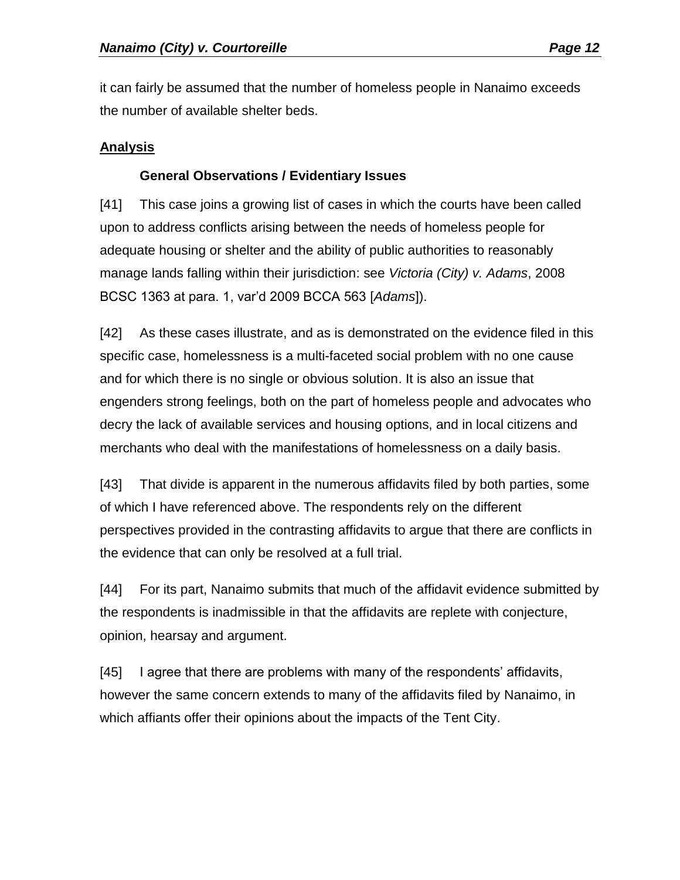it can fairly be assumed that the number of homeless people in Nanaimo exceeds the number of available shelter beds.

## Analysis

### General Observations / Evidentiary Issues

[41] This case joins a growing list of cases in which the courts have been called upon to address conflicts arising between the needs of homeless people for adequate housing or shelter and the ability of public authorities to reasonably manage lands falling within their jurisdiction: see *Victoria (City) v. Adams*, 2008 BCSC 1363 at para. 1, var'd 2009 BCCA 563 [*Adams*]).

[42] As these cases illustrate, and as is demonstrated on the evidence filed in this specific case, homelessness is a multi-faceted social problem with no one cause and for which there is no single or obvious solution. It is also an issue that engenders strong feelings, both on the part of homeless people and advocates who decry the lack of available services and housing options, and in local citizens and merchants who deal with the manifestations of homelessness on a daily basis.

[43] That divide is apparent in the numerous affidavits filed by both parties, some of which I have referenced above. The respondents rely on the different perspectives provided in the contrasting affidavits to argue that there are conflicts in the evidence that can only be resolved at a full trial.

[44] For its part, Nanaimo submits that much of the affidavit evidence submitted by the respondents is inadmissible in that the affidavits are replete with conjecture, opinion, hearsay and argument.

[45] I agree that there are problems with many of the respondents' affidavits, however the same concern extends to many of the affidavits filed by Nanaimo, in which affiants offer their opinions about the impacts of the Tent City.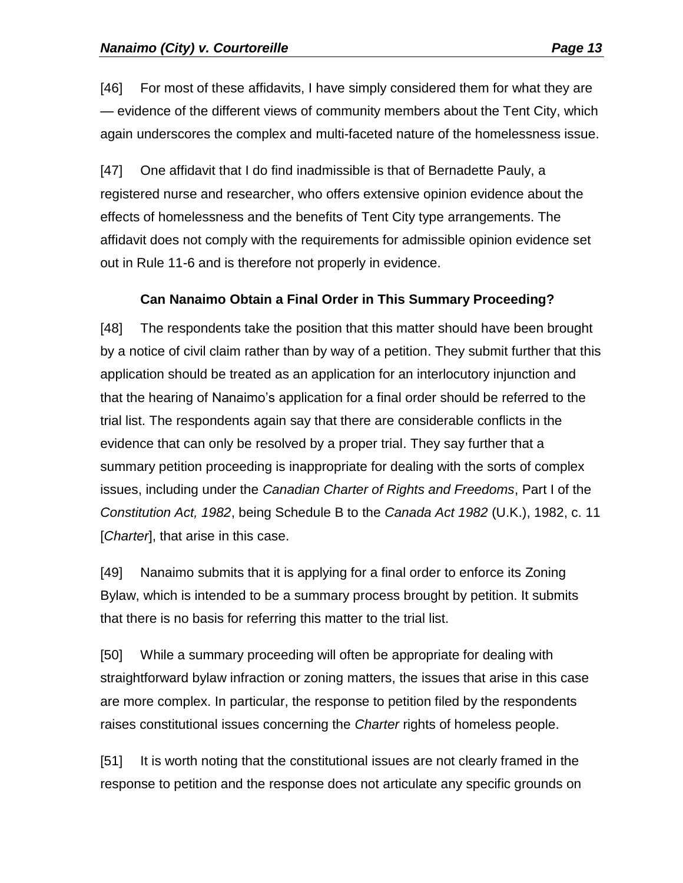[46] For most of these affidavits, I have simply considered them for what they are — evidence of the different views of community members about the Tent City, which again underscores the complex and multi-faceted nature of the homelessness issue.

[47] One affidavit that I do find inadmissible is that of Bernadette Pauly, a registered nurse and researcher, who offers extensive opinion evidence about the effects of homelessness and the benefits of Tent City type arrangements. The affidavit does not comply with the requirements for admissible opinion evidence set out in Rule 11-6 and is therefore not properly in evidence.

### Can Nanaimo Obtain a Final Order in This Summary Proceeding?

[48] The respondents take the position that this matter should have been brought by a notice of civil claim rather than by way of a petition. They submit further that this application should be treated as an application for an interlocutory injunction and that the hearing of Nanaimo's application for a final order should be referred to the trial list. The respondents again say that there are considerable conflicts in the evidence that can only be resolved by a proper trial. They say further that a summary petition proceeding is inappropriate for dealing with the sorts of complex issues, including under the *Canadian Charter of Rights and Freedoms*, Part I of the *Constitution Act, 1982*, being Schedule B to the *Canada Act 1982* (U.K.), 1982, c. 11 [*Charter*], that arise in this case.

[49] Nanaimo submits that it is applying for a final order to enforce its Zoning Bylaw, which is intended to be a summary process brought by petition. It submits that there is no basis for referring this matter to the trial list.

[50] While a summary proceeding will often be appropriate for dealing with straightforward bylaw infraction or zoning matters, the issues that arise in this case are more complex. In particular, the response to petition filed by the respondents raises constitutional issues concerning the *Charter* rights of homeless people.

[51] It is worth noting that the constitutional issues are not clearly framed in the response to petition and the response does not articulate any specific grounds on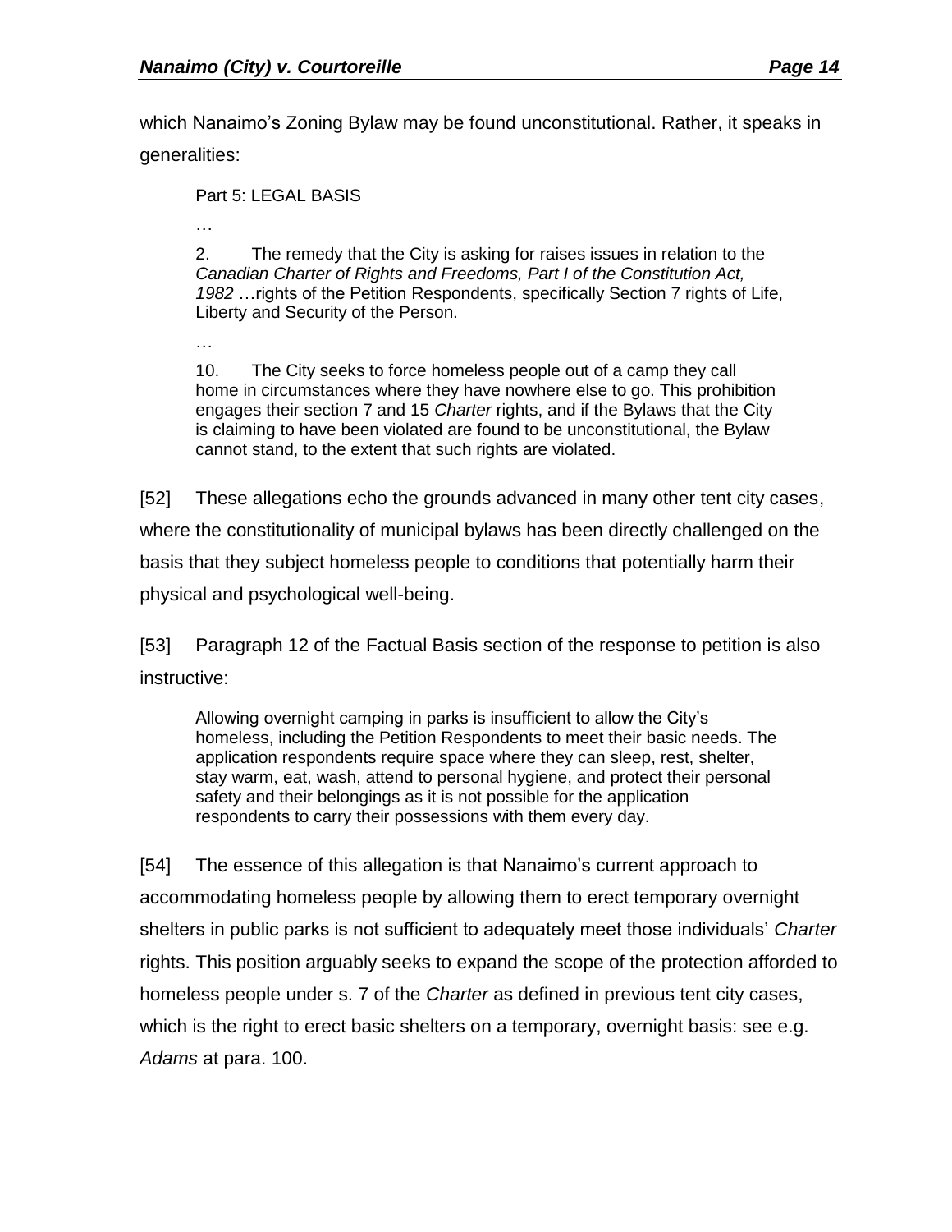which Nanaimo's Zoning Bylaw may be found unconstitutional. Rather, it speaks in generalities:

> Part 5: LEGAL BASIS
>
> …
>
> 2. The remedy that the City is asking for raises issues in relation to the *Canadian Charter of Rights and Freedoms, Part I of the Constitution Act, 1982* …rights of the Petition Respondents, specifically Section 7 rights of Life, Liberty and Security of the Person.
>
> …
>
> 10. The City seeks to force homeless people out of a camp they call home in circumstances where they have nowhere else to go. This prohibition engages their section 7 and 15 *Charter* rights, and if the Bylaws that the City is claiming to have been violated are found to be unconstitutional, the Bylaw cannot stand, to the extent that such rights are violated.

[52] These allegations echo the grounds advanced in many other tent city cases, where the constitutionality of municipal bylaws has been directly challenged on the basis that they subject homeless people to conditions that potentially harm their physical and psychological well-being.

[53] Paragraph 12 of the Factual Basis section of the response to petition is also instructive:

> Allowing overnight camping in parks is insufficient to allow the City's homeless, including the Petition Respondents to meet their basic needs. The application respondents require space where they can sleep, rest, shelter, stay warm, eat, wash, attend to personal hygiene, and protect their personal safety and their belongings as it is not possible for the application respondents to carry their possessions with them every day.

[54] The essence of this allegation is that Nanaimo's current approach to accommodating homeless people by allowing them to erect temporary overnight shelters in public parks is not sufficient to adequately meet those individuals' *Charter* rights. This position arguably seeks to expand the scope of the protection afforded to homeless people under s. 7 of the *Charter* as defined in previous tent city cases, which is the right to erect basic shelters on a temporary, overnight basis: see e.g. *Adams* at para. 100.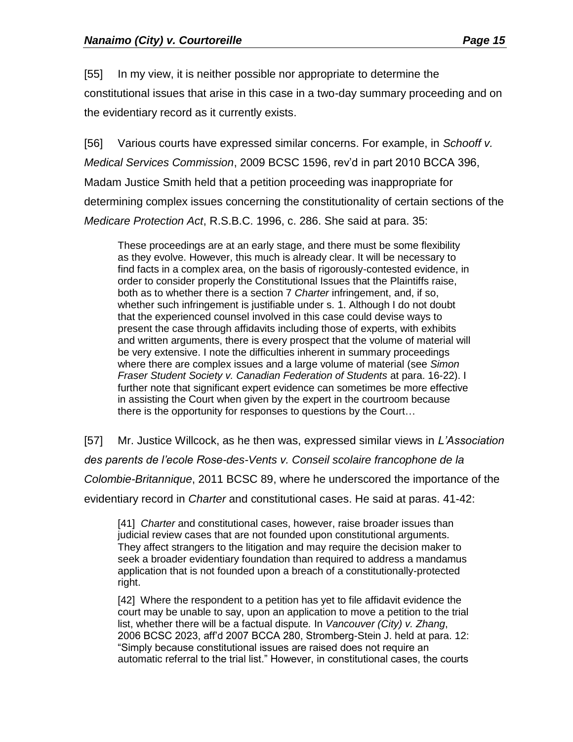[55] In my view, it is neither possible nor appropriate to determine the constitutional issues that arise in this case in a two-day summary proceeding and on the evidentiary record as it currently exists.

[56] Various courts have expressed similar concerns. For example, in *Schooff v. Medical Services Commission*, 2009 BCSC 1596, rev'd in part 2010 BCCA 396, Madam Justice Smith held that a petition proceeding was inappropriate for determining complex issues concerning the constitutionality of certain sections of the *Medicare Protection Act*, R.S.B.C. 1996, c. 286. She said at para. 35:

> These proceedings are at an early stage, and there must be some flexibility as they evolve. However, this much is already clear. It will be necessary to find facts in a complex area, on the basis of rigorously-contested evidence, in order to consider properly the Constitutional Issues that the Plaintiffs raise, both as to whether there is a section 7 *Charter* infringement, and, if so, whether such infringement is justifiable under s. 1. Although I do not doubt that the experienced counsel involved in this case could devise ways to present the case through affidavits including those of experts, with exhibits and written arguments, there is every prospect that the volume of material will be very extensive. I note the difficulties inherent in summary proceedings where there are complex issues and a large volume of material (see *Simon Fraser Student Society v. Canadian Federation of Students* at para. 16-22). I further note that significant expert evidence can sometimes be more effective in assisting the Court when given by the expert in the courtroom because there is the opportunity for responses to questions by the Court…

[57] Mr. Justice Willcock, as he then was, expressed similar views in *L'Association des parents de l'ecole Rose-des-Vents v. Conseil scolaire francophone de la Colombie-Britannique*, 2011 BCSC 89, where he underscored the importance of the evidentiary record in *Charter* and constitutional cases. He said at paras. 41-42:

> [41] *Charter* and constitutional cases, however, raise broader issues than judicial review cases that are not founded upon constitutional arguments. They affect strangers to the litigation and may require the decision maker to seek a broader evidentiary foundation than required to address a mandamus application that is not founded upon a breach of a constitutionally-protected right.
>
> [42] Where the respondent to a petition has yet to file affidavit evidence the court may be unable to say, upon an application to move a petition to the trial list, whether there will be a factual dispute. In *Vancouver (City) v. Zhang*, 2006 BCSC 2023, aff'd 2007 BCCA 280, Stromberg-Stein J. held at para. 12: "Simply because constitutional issues are raised does not require an automatic referral to the trial list." However, in constitutional cases, the courts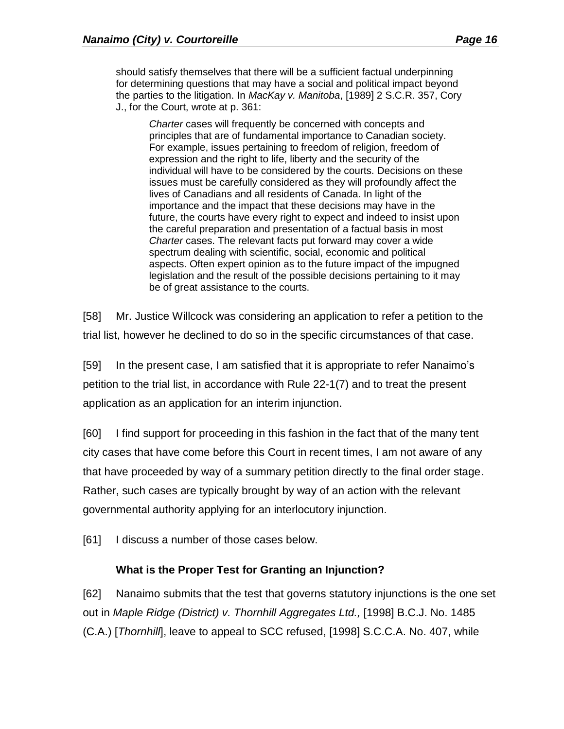> should satisfy themselves that there will be a sufficient factual underpinning for determining questions that may have a social and political impact beyond the parties to the litigation. In *MacKay v. Manitoba*, [1989] 2 S.C.R. 357, Cory J., for the Court, wrote at p. 361:
>
>> *Charter* cases will frequently be concerned with concepts and principles that are of fundamental importance to Canadian society. For example, issues pertaining to freedom of religion, freedom of expression and the right to life, liberty and the security of the individual will have to be considered by the courts. Decisions on these issues must be carefully considered as they will profoundly affect the lives of Canadians and all residents of Canada. In light of the importance and the impact that these decisions may have in the future, the courts have every right to expect and indeed to insist upon the careful preparation and presentation of a factual basis in most *Charter* cases. The relevant facts put forward may cover a wide spectrum dealing with scientific, social, economic and political aspects. Often expert opinion as to the future impact of the impugned legislation and the result of the possible decisions pertaining to it may be of great assistance to the courts.

[58] Mr. Justice Willcock was considering an application to refer a petition to the trial list, however he declined to do so in the specific circumstances of that case.

[59] In the present case, I am satisfied that it is appropriate to refer Nanaimo's petition to the trial list, in accordance with Rule 22-1(7) and to treat the present application as an application for an interim injunction.

[60] I find support for proceeding in this fashion in the fact that of the many tent city cases that have come before this Court in recent times, I am not aware of any that have proceeded by way of a summary petition directly to the final order stage. Rather, such cases are typically brought by way of an action with the relevant governmental authority applying for an interlocutory injunction.

[61] I discuss a number of those cases below.

### What is the Proper Test for Granting an Injunction?

[62] Nanaimo submits that the test that governs statutory injunctions is the one set out in *Maple Ridge (District) v. Thornhill Aggregates Ltd.,* [1998] B.C.J. No. 1485 (C.A.) [*Thornhill*], leave to appeal to SCC refused, [1998] S.C.C.A. No. 407, while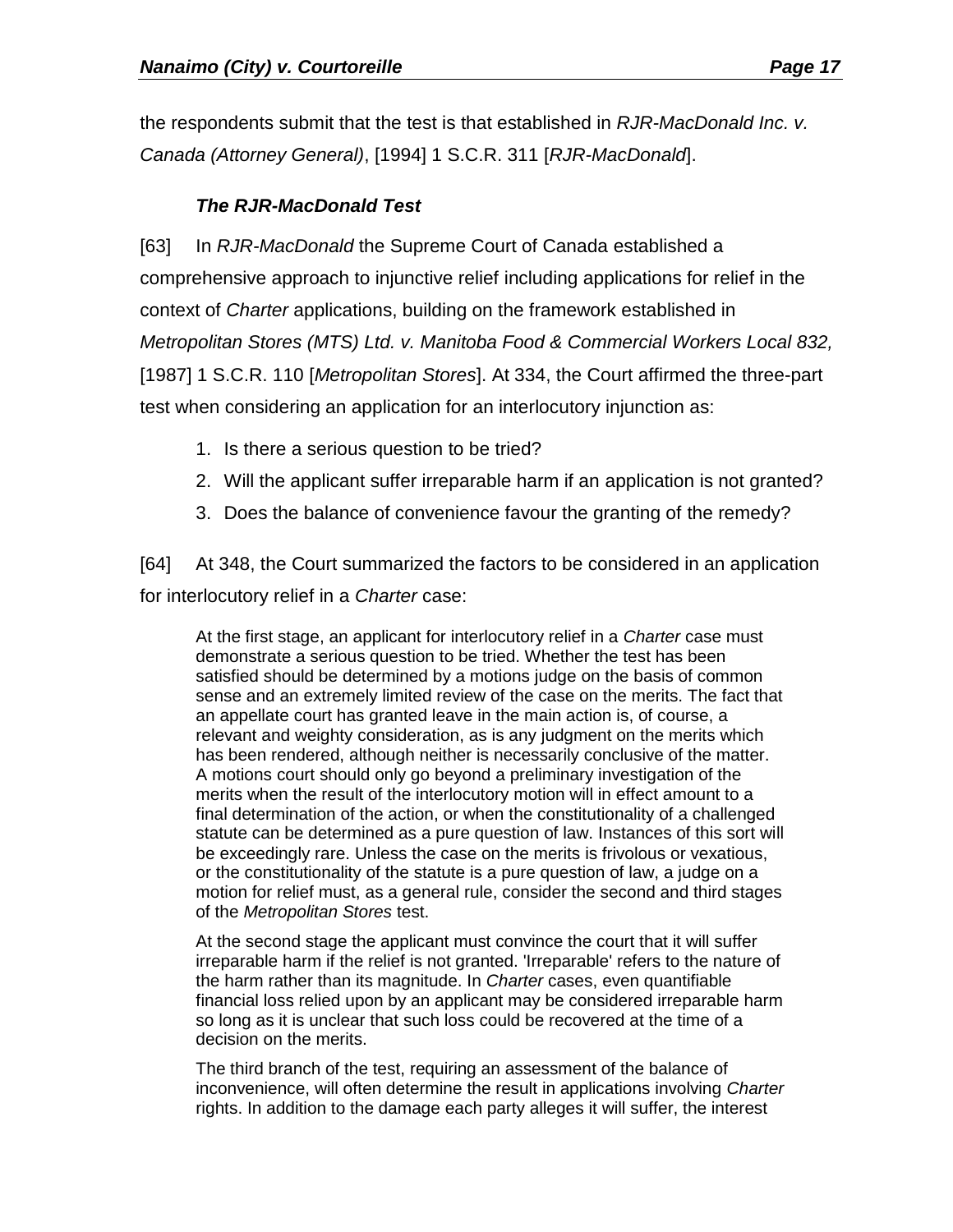the respondents submit that the test is that established in *RJR-MacDonald Inc. v. Canada (Attorney General)*, [1994] 1 S.C.R. 311 [*RJR-MacDonald*].

### *The RJR-MacDonald Test*

[63] In *RJR-MacDonald* the Supreme Court of Canada established a comprehensive approach to injunctive relief including applications for relief in the context of *Charter* applications, building on the framework established in *Metropolitan Stores (MTS) Ltd. v. Manitoba Food & Commercial Workers Local 832,* [1987] 1 S.C.R. 110 [*Metropolitan Stores*]. At 334, the Court affirmed the three-part test when considering an application for an interlocutory injunction as:

1. Is there a serious question to be tried?
2. Will the applicant suffer irreparable harm if an application is not granted?
3. Does the balance of convenience favour the granting of the remedy?

[64] At 348, the Court summarized the factors to be considered in an application for interlocutory relief in a *Charter* case:

> At the first stage, an applicant for interlocutory relief in a *Charter* case must demonstrate a serious question to be tried. Whether the test has been satisfied should be determined by a motions judge on the basis of common sense and an extremely limited review of the case on the merits. The fact that an appellate court has granted leave in the main action is, of course, a relevant and weighty consideration, as is any judgment on the merits which has been rendered, although neither is necessarily conclusive of the matter. A motions court should only go beyond a preliminary investigation of the merits when the result of the interlocutory motion will in effect amount to a final determination of the action, or when the constitutionality of a challenged statute can be determined as a pure question of law. Instances of this sort will be exceedingly rare. Unless the case on the merits is frivolous or vexatious, or the constitutionality of the statute is a pure question of law, a judge on a motion for relief must, as a general rule, consider the second and third stages of the *Metropolitan Stores* test.
>
> At the second stage the applicant must convince the court that it will suffer irreparable harm if the relief is not granted. 'Irreparable' refers to the nature of the harm rather than its magnitude. In *Charter* cases, even quantifiable financial loss relied upon by an applicant may be considered irreparable harm so long as it is unclear that such loss could be recovered at the time of a decision on the merits.
>
> The third branch of the test, requiring an assessment of the balance of inconvenience, will often determine the result in applications involving *Charter* rights. In addition to the damage each party alleges it will suffer, the interest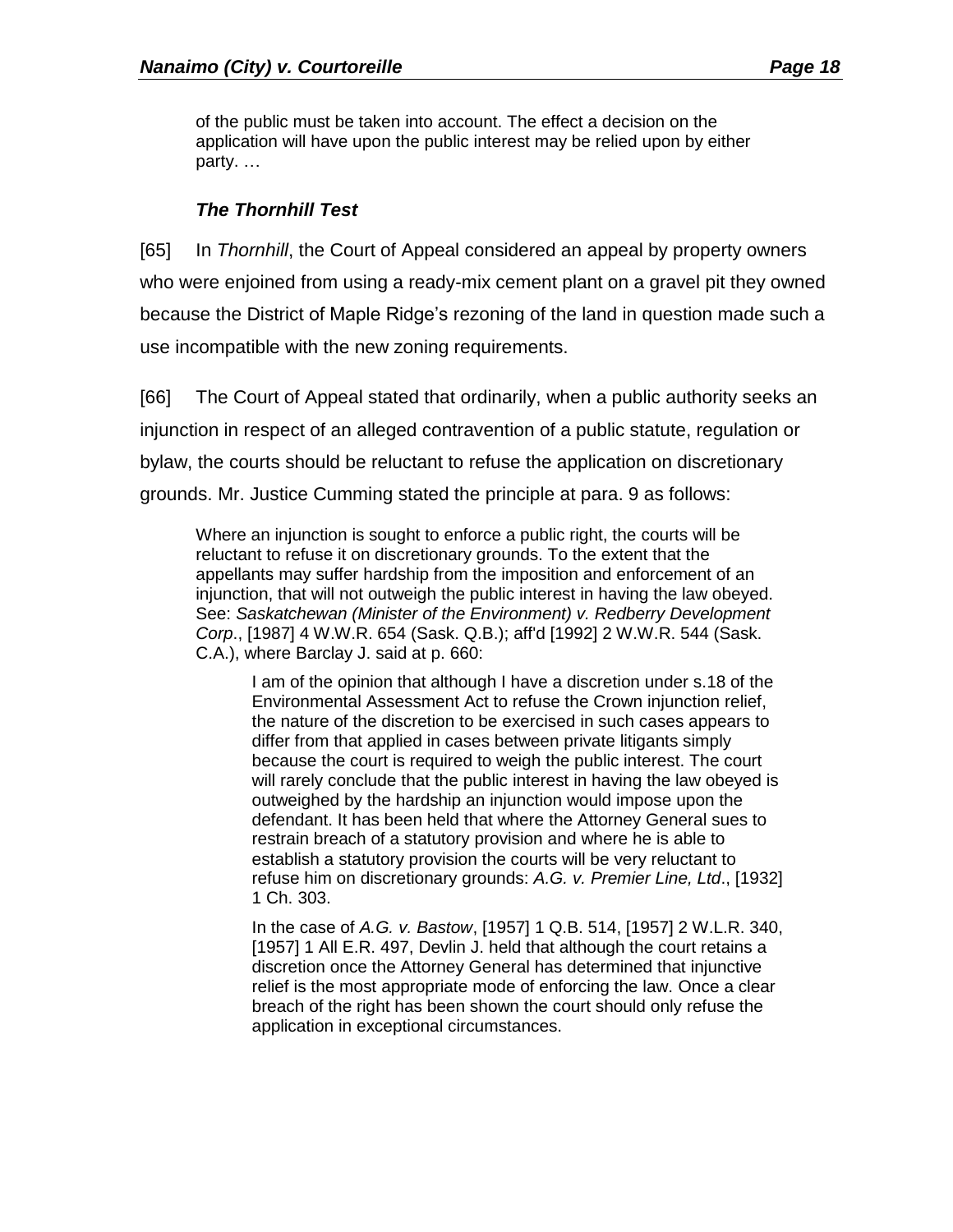> of the public must be taken into account. The effect a decision on the application will have upon the public interest may be relied upon by either party. …

### *The Thornhill Test*

[65] In *Thornhill*, the Court of Appeal considered an appeal by property owners who were enjoined from using a ready-mix cement plant on a gravel pit they owned because the District of Maple Ridge's rezoning of the land in question made such a use incompatible with the new zoning requirements.

[66] The Court of Appeal stated that ordinarily, when a public authority seeks an injunction in respect of an alleged contravention of a public statute, regulation or bylaw, the courts should be reluctant to refuse the application on discretionary grounds. Mr. Justice Cumming stated the principle at para. 9 as follows:

> Where an injunction is sought to enforce a public right, the courts will be reluctant to refuse it on discretionary grounds. To the extent that the appellants may suffer hardship from the imposition and enforcement of an injunction, that will not outweigh the public interest in having the law obeyed. See: *Saskatchewan (Minister of the Environment) v. Redberry Development Corp*., [1987] 4 W.W.R. 654 (Sask. Q.B.); aff'd [1992] 2 W.W.R. 544 (Sask. C.A.), where Barclay J. said at p. 660:
>
> > I am of the opinion that although I have a discretion under s.18 of the Environmental Assessment Act to refuse the Crown injunction relief, the nature of the discretion to be exercised in such cases appears to differ from that applied in cases between private litigants simply because the court is required to weigh the public interest. The court will rarely conclude that the public interest in having the law obeyed is outweighed by the hardship an injunction would impose upon the defendant. It has been held that where the Attorney General sues to restrain breach of a statutory provision and where he is able to establish a statutory provision the courts will be very reluctant to refuse him on discretionary grounds: *A.G. v. Premier Line, Ltd*., [1932] 1 Ch. 303.
> >
> > In the case of *A.G. v. Bastow*, [1957] 1 Q.B. 514, [1957] 2 W.L.R. 340, [1957] 1 All E.R. 497, Devlin J. held that although the court retains a discretion once the Attorney General has determined that injunctive relief is the most appropriate mode of enforcing the law. Once a clear breach of the right has been shown the court should only refuse the application in exceptional circumstances.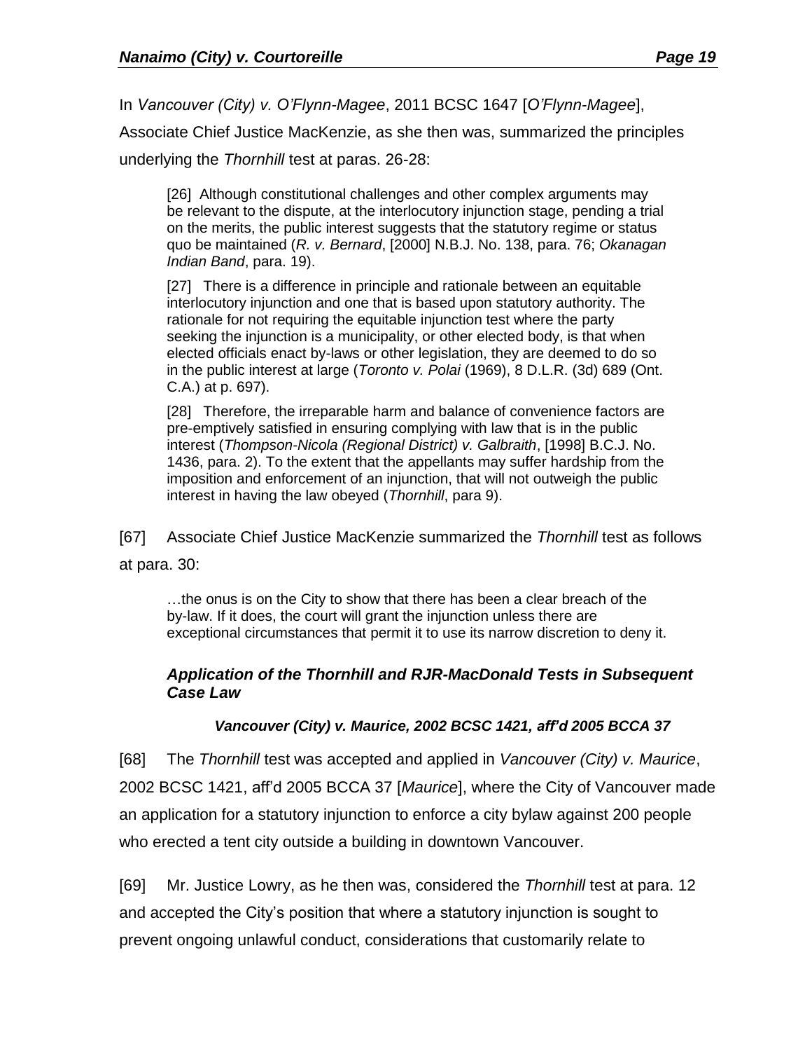In *Vancouver (City) v. O'Flynn-Magee*, 2011 BCSC 1647 [*O'Flynn-Magee*], Associate Chief Justice MacKenzie, as she then was, summarized the principles underlying the *Thornhill* test at paras. 26-28:

> [26] Although constitutional challenges and other complex arguments may be relevant to the dispute, at the interlocutory injunction stage, pending a trial on the merits, the public interest suggests that the statutory regime or status quo be maintained (*R. v. Bernard*, [2000] N.B.J. No. 138, para. 76; *Okanagan Indian Band*, para. 19).
>
> [27] There is a difference in principle and rationale between an equitable interlocutory injunction and one that is based upon statutory authority. The rationale for not requiring the equitable injunction test where the party seeking the injunction is a municipality, or other elected body, is that when elected officials enact by-laws or other legislation, they are deemed to do so in the public interest at large (*Toronto v. Polai* (1969), 8 D.L.R. (3d) 689 (Ont. C.A.) at p. 697).
>
> [28] Therefore, the irreparable harm and balance of convenience factors are pre-emptively satisfied in ensuring complying with law that is in the public interest (*Thompson-Nicola (Regional District) v. Galbraith*, [1998] B.C.J. No. 1436, para. 2). To the extent that the appellants may suffer hardship from the imposition and enforcement of an injunction, that will not outweigh the public interest in having the law obeyed (*Thornhill*, para 9).

[67] Associate Chief Justice MacKenzie summarized the *Thornhill* test as follows at para. 30:

> …the onus is on the City to show that there has been a clear breach of the by-law. If it does, the court will grant the injunction unless there are exceptional circumstances that permit it to use its narrow discretion to deny it.

### *Application of the Thornhill and RJR-MacDonald Tests in Subsequent Case Law*

#### *Vancouver (City) v. Maurice, 2002 BCSC 1421, aff'd 2005 BCCA 37*

[68] The *Thornhill* test was accepted and applied in *Vancouver (City) v. Maurice*, 2002 BCSC 1421, aff'd 2005 BCCA 37 [*Maurice*], where the City of Vancouver made an application for a statutory injunction to enforce a city bylaw against 200 people who erected a tent city outside a building in downtown Vancouver.

[69] Mr. Justice Lowry, as he then was, considered the *Thornhill* test at para. 12 and accepted the City's position that where a statutory injunction is sought to prevent ongoing unlawful conduct, considerations that customarily relate to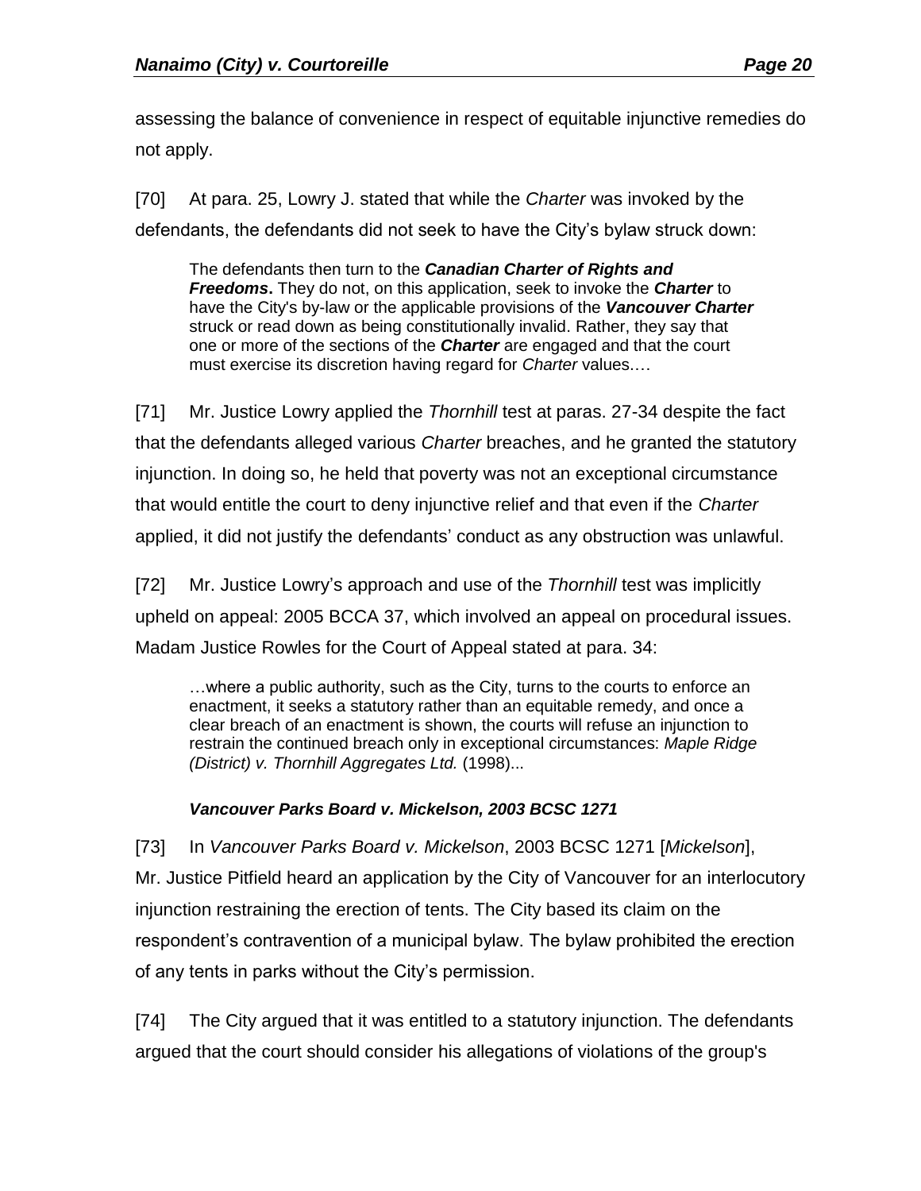assessing the balance of convenience in respect of equitable injunctive remedies do not apply.

[70] At para. 25, Lowry J. stated that while the *Charter* was invoked by the defendants, the defendants did not seek to have the City's bylaw struck down:

> The defendants then turn to the ***Canadian Charter of Rights and Freedoms*****.** They do not, on this application, seek to invoke the ***Charter*** to have the City's by-law or the applicable provisions of the ***Vancouver Charter*** struck or read down as being constitutionally invalid. Rather, they say that one or more of the sections of the ***Charter*** are engaged and that the court must exercise its discretion having regard for *Charter* values.…

[71] Mr. Justice Lowry applied the *Thornhill* test at paras. 27-34 despite the fact that the defendants alleged various *Charter* breaches, and he granted the statutory injunction. In doing so, he held that poverty was not an exceptional circumstance that would entitle the court to deny injunctive relief and that even if the *Charter* applied, it did not justify the defendants' conduct as any obstruction was unlawful.

[72] Mr. Justice Lowry's approach and use of the *Thornhill* test was implicitly upheld on appeal: 2005 BCCA 37, which involved an appeal on procedural issues. Madam Justice Rowles for the Court of Appeal stated at para. 34:

> …where a public authority, such as the City, turns to the courts to enforce an enactment, it seeks a statutory rather than an equitable remedy, and once a clear breach of an enactment is shown, the courts will refuse an injunction to restrain the continued breach only in exceptional circumstances: *Maple Ridge (District) v. Thornhill Aggregates Ltd.* (1998)...

***Vancouver Parks Board v. Mickelson, 2003 BCSC 1271***

[73] In *Vancouver Parks Board v. Mickelson*, 2003 BCSC 1271 [*Mickelson*], Mr. Justice Pitfield heard an application by the City of Vancouver for an interlocutory injunction restraining the erection of tents. The City based its claim on the respondent's contravention of a municipal bylaw. The bylaw prohibited the erection of any tents in parks without the City's permission.

[74] The City argued that it was entitled to a statutory injunction. The defendants argued that the court should consider his allegations of violations of the group's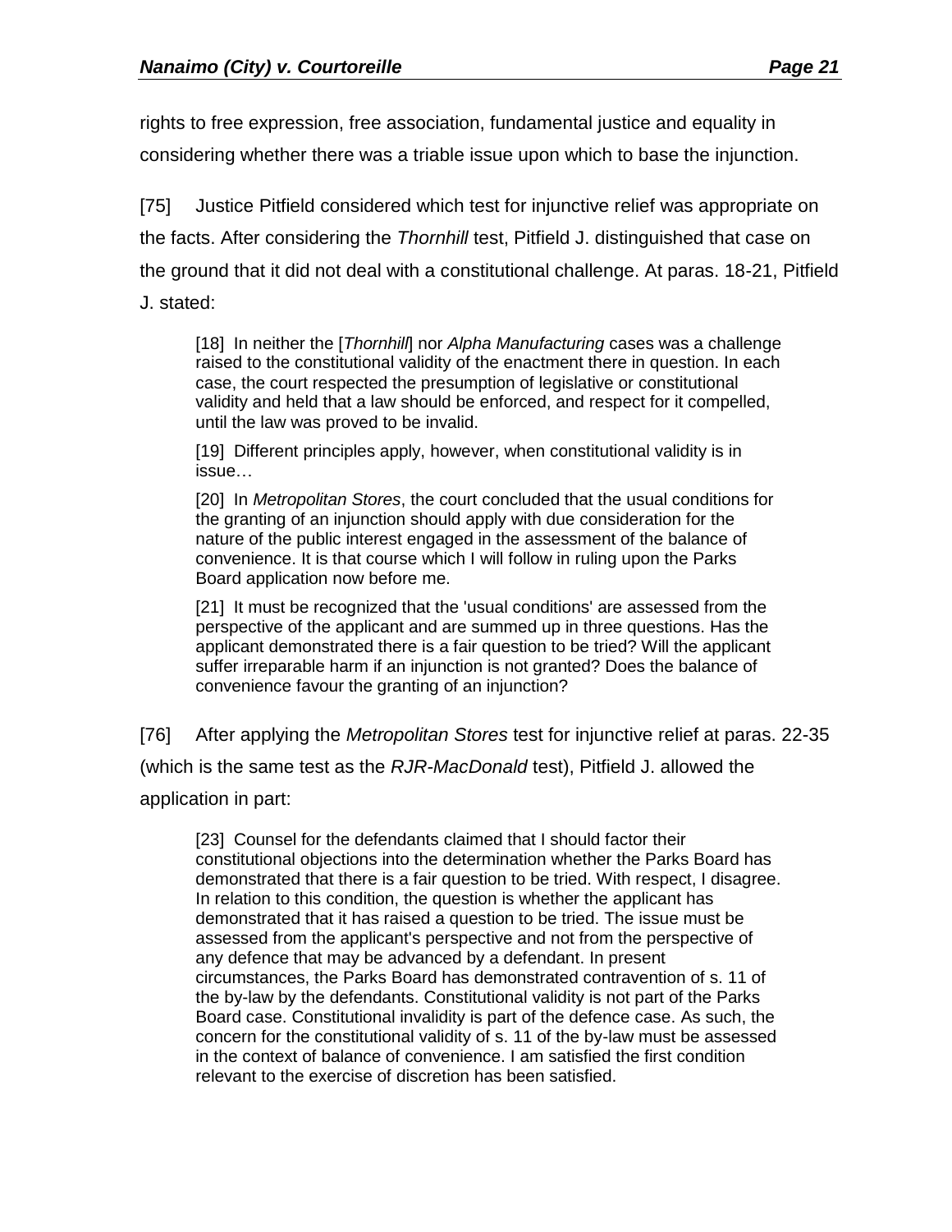rights to free expression, free association, fundamental justice and equality in considering whether there was a triable issue upon which to base the injunction.

[75] Justice Pitfield considered which test for injunctive relief was appropriate on the facts. After considering the *Thornhill* test, Pitfield J. distinguished that case on the ground that it did not deal with a constitutional challenge. At paras. 18-21, Pitfield J. stated:

> [18] In neither the [*Thornhill*] nor *Alpha Manufacturing* cases was a challenge raised to the constitutional validity of the enactment there in question. In each case, the court respected the presumption of legislative or constitutional validity and held that a law should be enforced, and respect for it compelled, until the law was proved to be invalid.
>
> [19] Different principles apply, however, when constitutional validity is in issue…
>
> [20] In *Metropolitan Stores*, the court concluded that the usual conditions for the granting of an injunction should apply with due consideration for the nature of the public interest engaged in the assessment of the balance of convenience. It is that course which I will follow in ruling upon the Parks Board application now before me.
>
> [21] It must be recognized that the 'usual conditions' are assessed from the perspective of the applicant and are summed up in three questions. Has the applicant demonstrated there is a fair question to be tried? Will the applicant suffer irreparable harm if an injunction is not granted? Does the balance of convenience favour the granting of an injunction?

[76] After applying the *Metropolitan Stores* test for injunctive relief at paras. 22-35 (which is the same test as the *RJR-MacDonald* test), Pitfield J. allowed the application in part:

> [23] Counsel for the defendants claimed that I should factor their constitutional objections into the determination whether the Parks Board has demonstrated that there is a fair question to be tried. With respect, I disagree. In relation to this condition, the question is whether the applicant has demonstrated that it has raised a question to be tried. The issue must be assessed from the applicant's perspective and not from the perspective of any defence that may be advanced by a defendant. In present circumstances, the Parks Board has demonstrated contravention of s. 11 of the by-law by the defendants. Constitutional validity is not part of the Parks Board case. Constitutional invalidity is part of the defence case. As such, the concern for the constitutional validity of s. 11 of the by-law must be assessed in the context of balance of convenience. I am satisfied the first condition relevant to the exercise of discretion has been satisfied.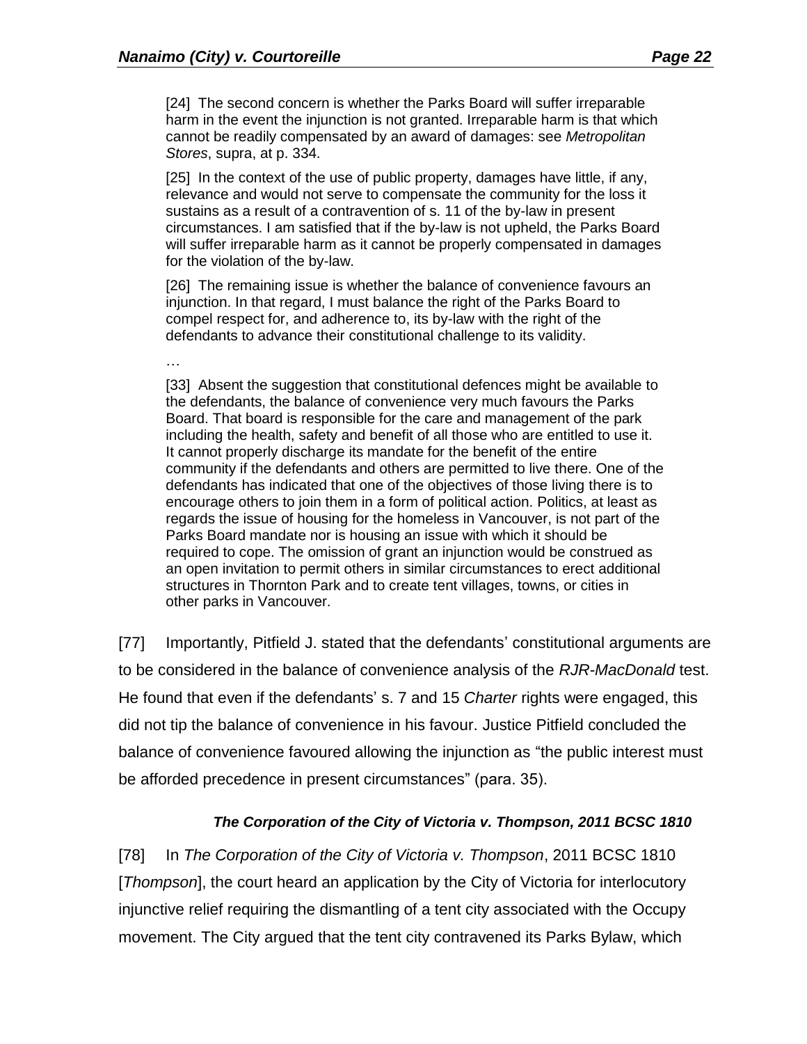> [24] The second concern is whether the Parks Board will suffer irreparable harm in the event the injunction is not granted. Irreparable harm is that which cannot be readily compensated by an award of damages: see *Metropolitan Stores*, supra, at p. 334.
>
> [25] In the context of the use of public property, damages have little, if any, relevance and would not serve to compensate the community for the loss it sustains as a result of a contravention of s. 11 of the by-law in present circumstances. I am satisfied that if the by-law is not upheld, the Parks Board will suffer irreparable harm as it cannot be properly compensated in damages for the violation of the by-law.
>
> [26] The remaining issue is whether the balance of convenience favours an injunction. In that regard, I must balance the right of the Parks Board to compel respect for, and adherence to, its by-law with the right of the defendants to advance their constitutional challenge to its validity.
>
> …
>
> [33] Absent the suggestion that constitutional defences might be available to the defendants, the balance of convenience very much favours the Parks Board. That board is responsible for the care and management of the park including the health, safety and benefit of all those who are entitled to use it. It cannot properly discharge its mandate for the benefit of the entire community if the defendants and others are permitted to live there. One of the defendants has indicated that one of the objectives of those living there is to encourage others to join them in a form of political action. Politics, at least as regards the issue of housing for the homeless in Vancouver, is not part of the Parks Board mandate nor is housing an issue with which it should be required to cope. The omission of grant an injunction would be construed as an open invitation to permit others in similar circumstances to erect additional structures in Thornton Park and to create tent villages, towns, or cities in other parks in Vancouver.

[77] Importantly, Pitfield J. stated that the defendants' constitutional arguments are to be considered in the balance of convenience analysis of the *RJR-MacDonald* test. He found that even if the defendants' s. 7 and 15 *Charter* rights were engaged, this did not tip the balance of convenience in his favour. Justice Pitfield concluded the balance of convenience favoured allowing the injunction as "the public interest must be afforded precedence in present circumstances" (para. 35).

### *The Corporation of the City of Victoria v. Thompson, 2011 BCSC 1810*

[78] In *The Corporation of the City of Victoria v. Thompson*, 2011 BCSC 1810 [*Thompson*], the court heard an application by the City of Victoria for interlocutory injunctive relief requiring the dismantling of a tent city associated with the Occupy movement. The City argued that the tent city contravened its Parks Bylaw, which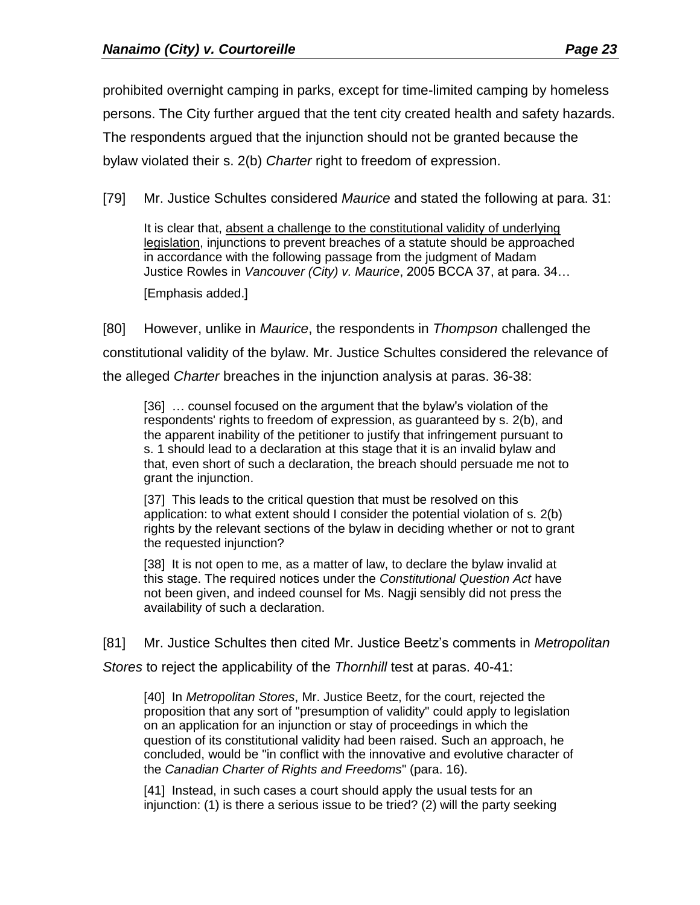prohibited overnight camping in parks, except for time-limited camping by homeless persons. The City further argued that the tent city created health and safety hazards. The respondents argued that the injunction should not be granted because the bylaw violated their s. 2(b) *Charter* right to freedom of expression.

[79] Mr. Justice Schultes considered *Maurice* and stated the following at para. 31:

> It is clear that, <u>absent a challenge to the constitutional validity of underlying legislation</u>, injunctions to prevent breaches of a statute should be approached in accordance with the following passage from the judgment of Madam Justice Rowles in *Vancouver (City) v. Maurice*, 2005 BCCA 37, at para. 34…
>
> [Emphasis added.]

[80] However, unlike in *Maurice*, the respondents in *Thompson* challenged the constitutional validity of the bylaw. Mr. Justice Schultes considered the relevance of the alleged *Charter* breaches in the injunction analysis at paras. 36-38:

> [36] … counsel focused on the argument that the bylaw's violation of the respondents' rights to freedom of expression, as guaranteed by s. 2(b), and the apparent inability of the petitioner to justify that infringement pursuant to s. 1 should lead to a declaration at this stage that it is an invalid bylaw and that, even short of such a declaration, the breach should persuade me not to grant the injunction.
>
> [37] This leads to the critical question that must be resolved on this application: to what extent should I consider the potential violation of s. 2(b) rights by the relevant sections of the bylaw in deciding whether or not to grant the requested injunction?
>
> [38] It is not open to me, as a matter of law, to declare the bylaw invalid at this stage. The required notices under the *Constitutional Question Act* have not been given, and indeed counsel for Ms. Nagji sensibly did not press the availability of such a declaration.

[81] Mr. Justice Schultes then cited Mr. Justice Beetz's comments in *Metropolitan Stores* to reject the applicability of the *Thornhill* test at paras. 40-41:

> [40] In *Metropolitan Stores*, Mr. Justice Beetz, for the court, rejected the proposition that any sort of "presumption of validity" could apply to legislation on an application for an injunction or stay of proceedings in which the question of its constitutional validity had been raised. Such an approach, he concluded, would be "in conflict with the innovative and evolutive character of the *Canadian Charter of Rights and Freedoms*" (para. 16).
>
> [41] Instead, in such cases a court should apply the usual tests for an injunction: (1) is there a serious issue to be tried? (2) will the party seeking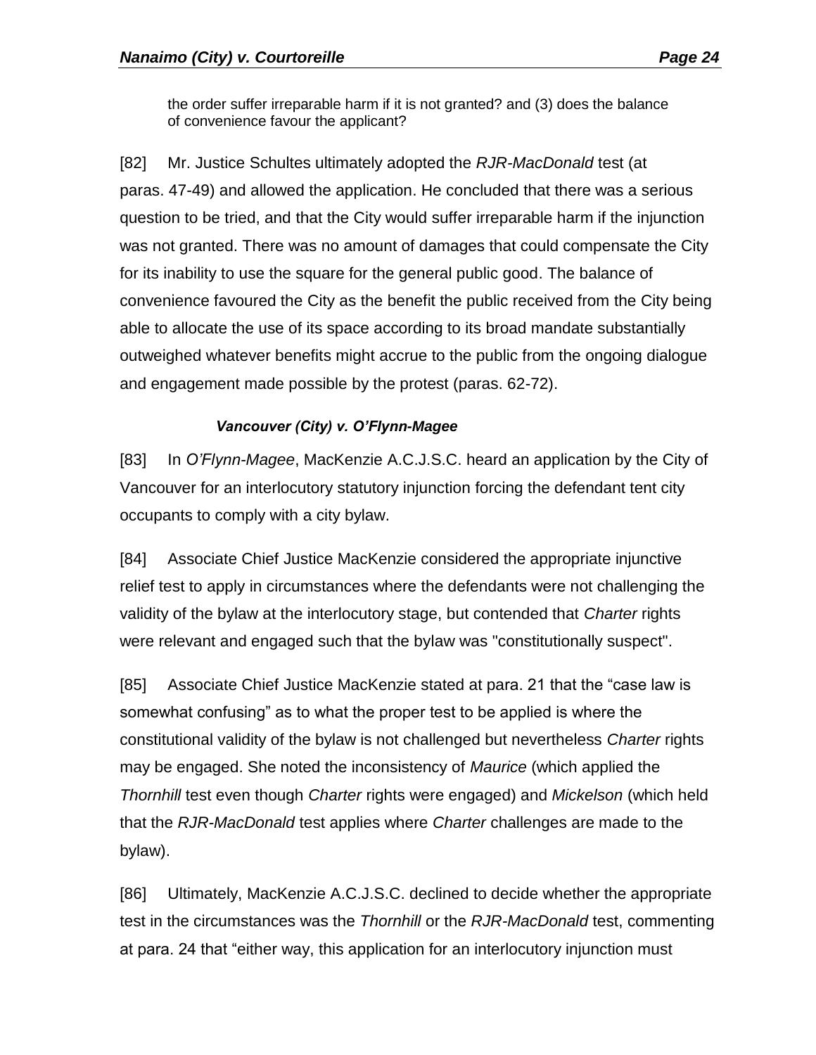the order suffer irreparable harm if it is not granted? and (3) does the balance of convenience favour the applicant?

[82] Mr. Justice Schultes ultimately adopted the *RJR-MacDonald* test (at paras. 47-49) and allowed the application. He concluded that there was a serious question to be tried, and that the City would suffer irreparable harm if the injunction was not granted. There was no amount of damages that could compensate the City for its inability to use the square for the general public good. The balance of convenience favoured the City as the benefit the public received from the City being able to allocate the use of its space according to its broad mandate substantially outweighed whatever benefits might accrue to the public from the ongoing dialogue and engagement made possible by the protest (paras. 62-72).

***Vancouver (City) v. O'Flynn-Magee***

[83] In *O'Flynn-Magee*, MacKenzie A.C.J.S.C. heard an application by the City of Vancouver for an interlocutory statutory injunction forcing the defendant tent city occupants to comply with a city bylaw.

[84] Associate Chief Justice MacKenzie considered the appropriate injunctive relief test to apply in circumstances where the defendants were not challenging the validity of the bylaw at the interlocutory stage, but contended that *Charter* rights were relevant and engaged such that the bylaw was "constitutionally suspect".

[85] Associate Chief Justice MacKenzie stated at para. 21 that the "case law is somewhat confusing" as to what the proper test to be applied is where the constitutional validity of the bylaw is not challenged but nevertheless *Charter* rights may be engaged. She noted the inconsistency of *Maurice* (which applied the *Thornhill* test even though *Charter* rights were engaged) and *Mickelson* (which held that the *RJR-MacDonald* test applies where *Charter* challenges are made to the bylaw).

[86] Ultimately, MacKenzie A.C.J.S.C. declined to decide whether the appropriate test in the circumstances was the *Thornhill* or the *RJR-MacDonald* test, commenting at para. 24 that "either way, this application for an interlocutory injunction must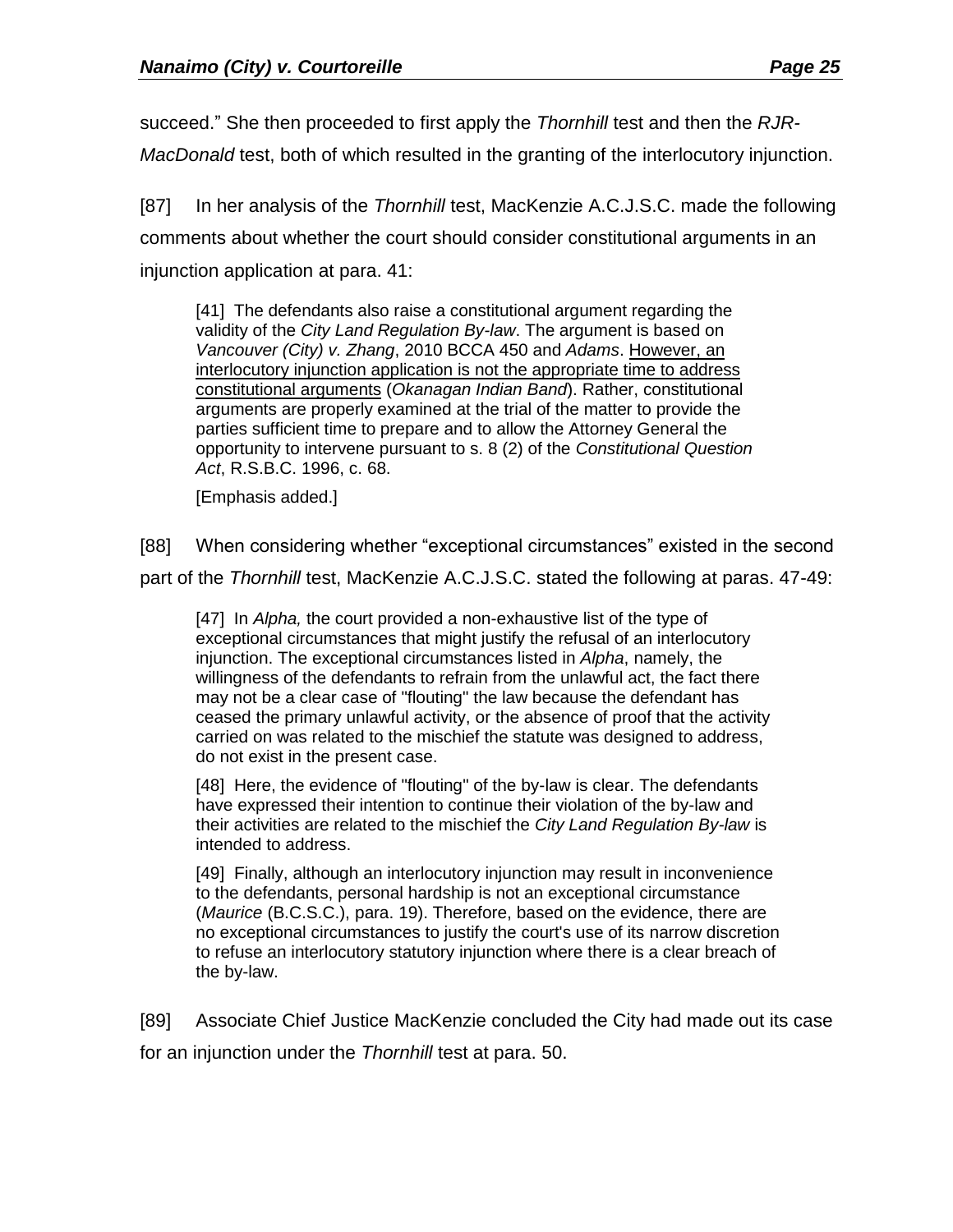succeed." She then proceeded to first apply the *Thornhill* test and then the *RJR-MacDonald* test, both of which resulted in the granting of the interlocutory injunction.

[87] In her analysis of the *Thornhill* test, MacKenzie A.C.J.S.C. made the following comments about whether the court should consider constitutional arguments in an injunction application at para. 41:

> [41] The defendants also raise a constitutional argument regarding the validity of the *City Land Regulation By-law*. The argument is based on *Vancouver (City) v. Zhang*, 2010 BCCA 450 and *Adams*. However, an interlocutory injunction application is not the appropriate time to address constitutional arguments (*Okanagan Indian Band*). Rather, constitutional arguments are properly examined at the trial of the matter to provide the parties sufficient time to prepare and to allow the Attorney General the opportunity to intervene pursuant to s. 8 (2) of the *Constitutional Question Act*, R.S.B.C. 1996, c. 68.
>
> [Emphasis added.]

[88] When considering whether "exceptional circumstances" existed in the second part of the *Thornhill* test, MacKenzie A.C.J.S.C. stated the following at paras. 47-49:

> [47] In *Alpha,* the court provided a non-exhaustive list of the type of exceptional circumstances that might justify the refusal of an interlocutory injunction. The exceptional circumstances listed in *Alpha*, namely, the willingness of the defendants to refrain from the unlawful act, the fact there may not be a clear case of "flouting" the law because the defendant has ceased the primary unlawful activity, or the absence of proof that the activity carried on was related to the mischief the statute was designed to address, do not exist in the present case.
>
> [48] Here, the evidence of "flouting" of the by-law is clear. The defendants have expressed their intention to continue their violation of the by-law and their activities are related to the mischief the *City Land Regulation By-law* is intended to address.
>
> [49] Finally, although an interlocutory injunction may result in inconvenience to the defendants, personal hardship is not an exceptional circumstance (*Maurice* (B.C.S.C.), para. 19). Therefore, based on the evidence, there are no exceptional circumstances to justify the court's use of its narrow discretion to refuse an interlocutory statutory injunction where there is a clear breach of the by-law.

[89] Associate Chief Justice MacKenzie concluded the City had made out its case for an injunction under the *Thornhill* test at para. 50.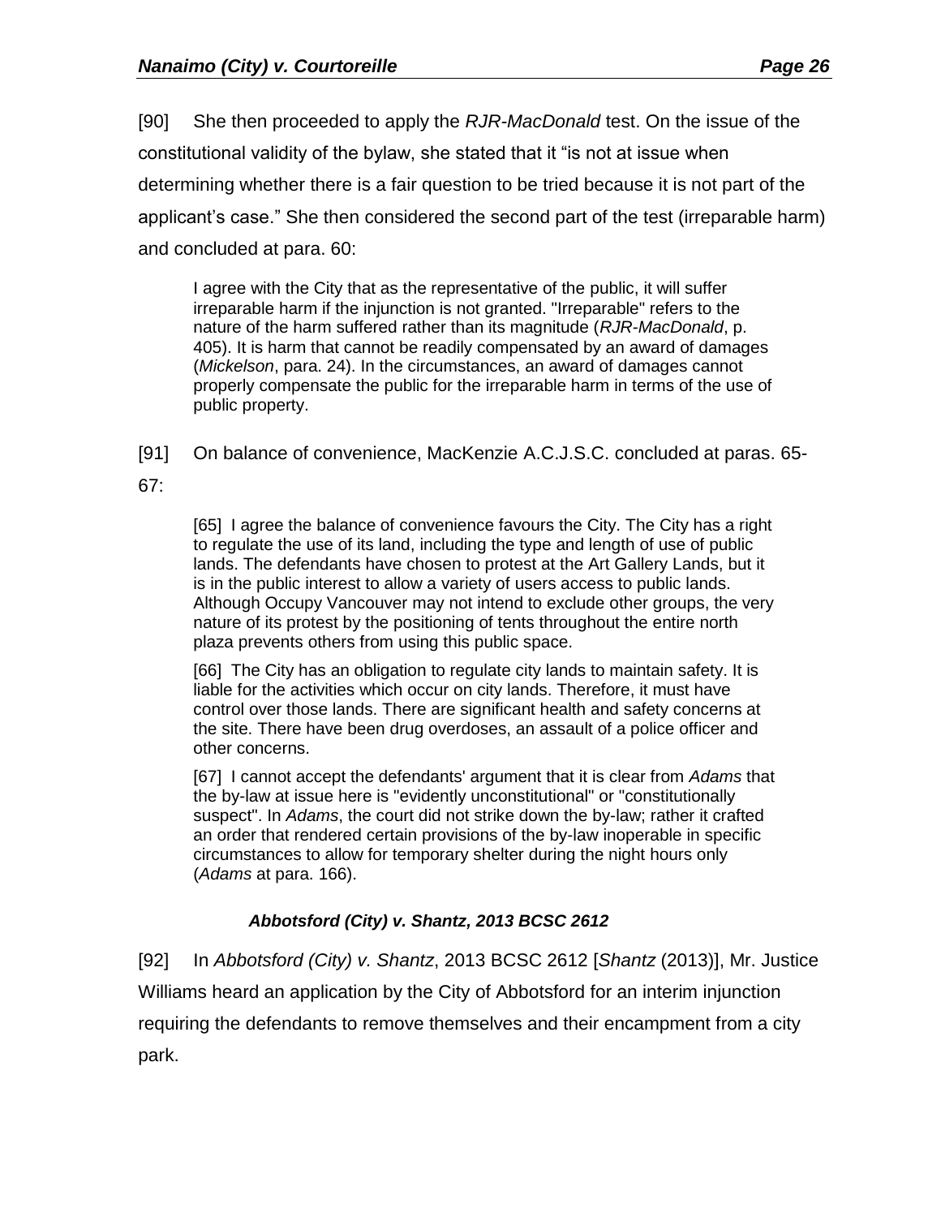[90] She then proceeded to apply the *RJR-MacDonald* test. On the issue of the constitutional validity of the bylaw, she stated that it "is not at issue when determining whether there is a fair question to be tried because it is not part of the applicant's case." She then considered the second part of the test (irreparable harm) and concluded at para. 60:

> I agree with the City that as the representative of the public, it will suffer irreparable harm if the injunction is not granted. "Irreparable" refers to the nature of the harm suffered rather than its magnitude (*RJR-MacDonald*, p. 405). It is harm that cannot be readily compensated by an award of damages (*Mickelson*, para. 24). In the circumstances, an award of damages cannot properly compensate the public for the irreparable harm in terms of the use of public property.

[91] On balance of convenience, MacKenzie A.C.J.S.C. concluded at paras. 65-67:

> [65] I agree the balance of convenience favours the City. The City has a right to regulate the use of its land, including the type and length of use of public lands. The defendants have chosen to protest at the Art Gallery Lands, but it is in the public interest to allow a variety of users access to public lands. Although Occupy Vancouver may not intend to exclude other groups, the very nature of its protest by the positioning of tents throughout the entire north plaza prevents others from using this public space.
>
> [66] The City has an obligation to regulate city lands to maintain safety. It is liable for the activities which occur on city lands. Therefore, it must have control over those lands. There are significant health and safety concerns at the site. There have been drug overdoses, an assault of a police officer and other concerns.
>
> [67] I cannot accept the defendants' argument that it is clear from *Adams* that the by-law at issue here is "evidently unconstitutional" or "constitutionally suspect". In *Adams*, the court did not strike down the by-law; rather it crafted an order that rendered certain provisions of the by-law inoperable in specific circumstances to allow for temporary shelter during the night hours only (*Adams* at para. 166).

### *Abbotsford (City) v. Shantz, 2013 BCSC 2612*

[92] In *Abbotsford (City) v. Shantz*, 2013 BCSC 2612 [*Shantz* (2013)], Mr. Justice Williams heard an application by the City of Abbotsford for an interim injunction requiring the defendants to remove themselves and their encampment from a city park.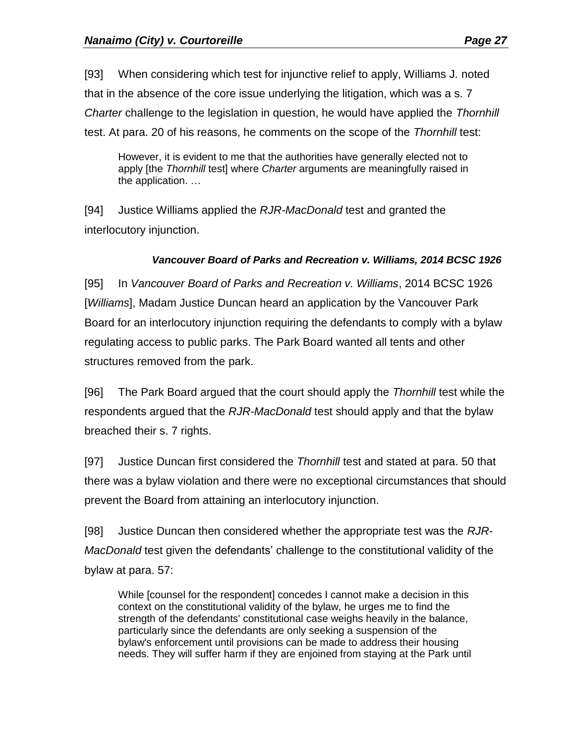[93] When considering which test for injunctive relief to apply, Williams J. noted that in the absence of the core issue underlying the litigation, which was a s. 7 *Charter* challenge to the legislation in question, he would have applied the *Thornhill* test. At para. 20 of his reasons, he comments on the scope of the *Thornhill* test:

> However, it is evident to me that the authorities have generally elected not to apply [the *Thornhill* test] where *Charter* arguments are meaningfully raised in the application. …

[94] Justice Williams applied the *RJR-MacDonald* test and granted the interlocutory injunction.

***Vancouver Board of Parks and Recreation v. Williams, 2014 BCSC 1926***

[95] In *Vancouver Board of Parks and Recreation v. Williams*, 2014 BCSC 1926 [*Williams*], Madam Justice Duncan heard an application by the Vancouver Park Board for an interlocutory injunction requiring the defendants to comply with a bylaw regulating access to public parks. The Park Board wanted all tents and other structures removed from the park.

[96] The Park Board argued that the court should apply the *Thornhill* test while the respondents argued that the *RJR-MacDonald* test should apply and that the bylaw breached their s. 7 rights.

[97] Justice Duncan first considered the *Thornhill* test and stated at para. 50 that there was a bylaw violation and there were no exceptional circumstances that should prevent the Board from attaining an interlocutory injunction.

[98] Justice Duncan then considered whether the appropriate test was the *RJR-MacDonald* test given the defendants' challenge to the constitutional validity of the bylaw at para. 57:

> While [counsel for the respondent] concedes I cannot make a decision in this context on the constitutional validity of the bylaw, he urges me to find the strength of the defendants' constitutional case weighs heavily in the balance, particularly since the defendants are only seeking a suspension of the bylaw's enforcement until provisions can be made to address their housing needs. They will suffer harm if they are enjoined from staying at the Park until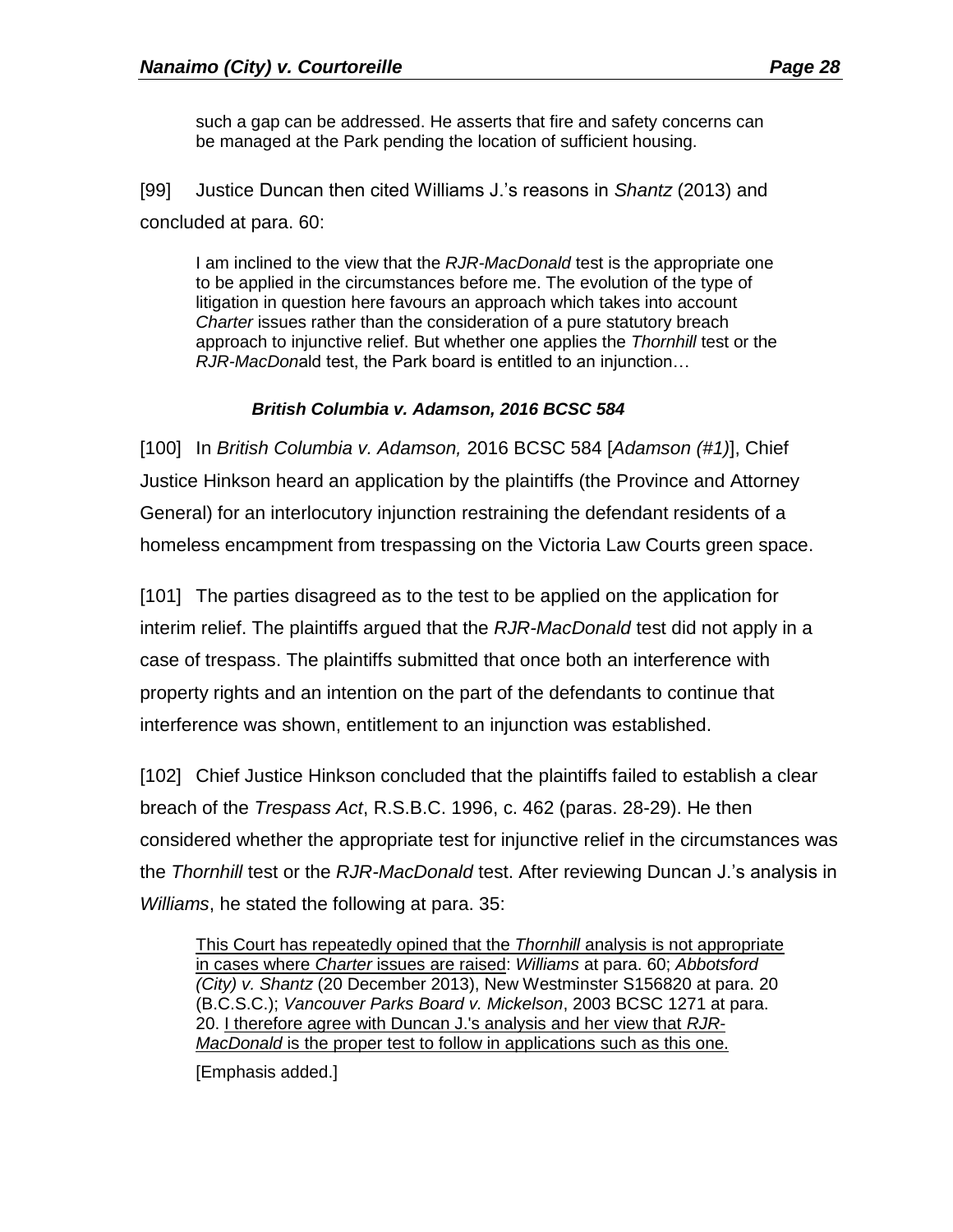> such a gap can be addressed. He asserts that fire and safety concerns can be managed at the Park pending the location of sufficient housing.

[99] Justice Duncan then cited Williams J.'s reasons in *Shantz* (2013) and concluded at para. 60:

> I am inclined to the view that the *RJR-MacDonald* test is the appropriate one to be applied in the circumstances before me. The evolution of the type of litigation in question here favours an approach which takes into account *Charter* issues rather than the consideration of a pure statutory breach approach to injunctive relief. But whether one applies the *Thornhill* test or the *RJR-MacDon*ald test, the Park board is entitled to an injunction…

### *British Columbia v. Adamson, 2016 BCSC 584*

[100] In *British Columbia v. Adamson,* 2016 BCSC 584 [*Adamson (#1)*], Chief Justice Hinkson heard an application by the plaintiffs (the Province and Attorney General) for an interlocutory injunction restraining the defendant residents of a homeless encampment from trespassing on the Victoria Law Courts green space.

[101] The parties disagreed as to the test to be applied on the application for interim relief. The plaintiffs argued that the *RJR-MacDonald* test did not apply in a case of trespass. The plaintiffs submitted that once both an interference with property rights and an intention on the part of the defendants to continue that interference was shown, entitlement to an injunction was established.

[102] Chief Justice Hinkson concluded that the plaintiffs failed to establish a clear breach of the *Trespass Act*, R.S.B.C. 1996, c. 462 (paras. 28-29). He then considered whether the appropriate test for injunctive relief in the circumstances was the *Thornhill* test or the *RJR-MacDonald* test. After reviewing Duncan J.'s analysis in *Williams*, he stated the following at para. 35:

> <u>This Court has repeatedly opined that the *Thornhill* analysis is not appropriate in cases where *Charter* issues are raised</u>: *Williams* at para. 60; *Abbotsford (City) v. Shantz* (20 December 2013), New Westminster S156820 at para. 20 (B.C.S.C.); *Vancouver Parks Board v. Mickelson*, 2003 BCSC 1271 at para. 20. <u>I therefore agree with Duncan J.'s analysis and her view that *RJR-MacDonald* is the proper test to follow in applications such as this one.</u>
>
> [Emphasis added.]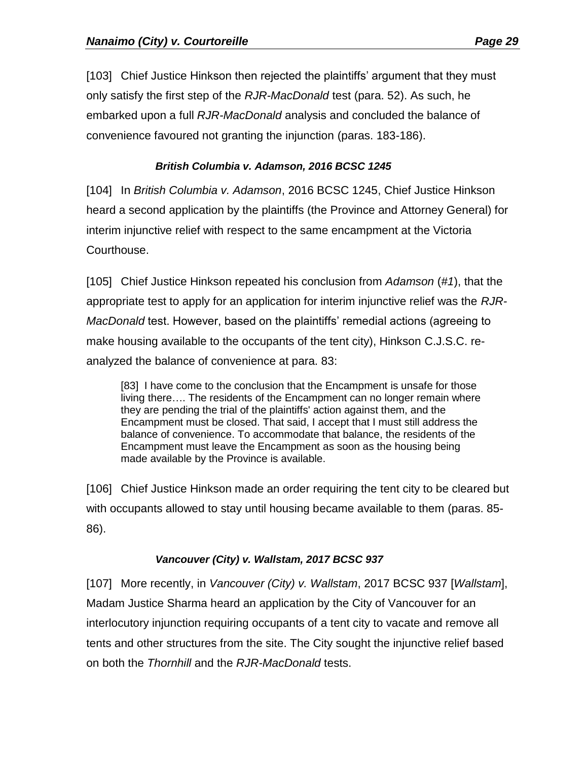[103] Chief Justice Hinkson then rejected the plaintiffs' argument that they must only satisfy the first step of the *RJR-MacDonald* test (para. 52). As such, he embarked upon a full *RJR-MacDonald* analysis and concluded the balance of convenience favoured not granting the injunction (paras. 183-186).

### *British Columbia v. Adamson, 2016 BCSC 1245*

[104] In *British Columbia v. Adamson*, 2016 BCSC 1245, Chief Justice Hinkson heard a second application by the plaintiffs (the Province and Attorney General) for interim injunctive relief with respect to the same encampment at the Victoria Courthouse.

[105] Chief Justice Hinkson repeated his conclusion from *Adamson* (*#1*), that the appropriate test to apply for an application for interim injunctive relief was the *RJR-MacDonald* test. However, based on the plaintiffs' remedial actions (agreeing to make housing available to the occupants of the tent city), Hinkson C.J.S.C. re-analyzed the balance of convenience at para. 83:

> [83] I have come to the conclusion that the Encampment is unsafe for those living there…. The residents of the Encampment can no longer remain where they are pending the trial of the plaintiffs' action against them, and the Encampment must be closed. That said, I accept that I must still address the balance of convenience. To accommodate that balance, the residents of the Encampment must leave the Encampment as soon as the housing being made available by the Province is available.

[106] Chief Justice Hinkson made an order requiring the tent city to be cleared but with occupants allowed to stay until housing became available to them (paras. 85-86).

### *Vancouver (City) v. Wallstam, 2017 BCSC 937*

[107] More recently, in *Vancouver (City) v. Wallstam*, 2017 BCSC 937 [*Wallstam*], Madam Justice Sharma heard an application by the City of Vancouver for an interlocutory injunction requiring occupants of a tent city to vacate and remove all tents and other structures from the site. The City sought the injunctive relief based on both the *Thornhill* and the *RJR-MacDonald* tests.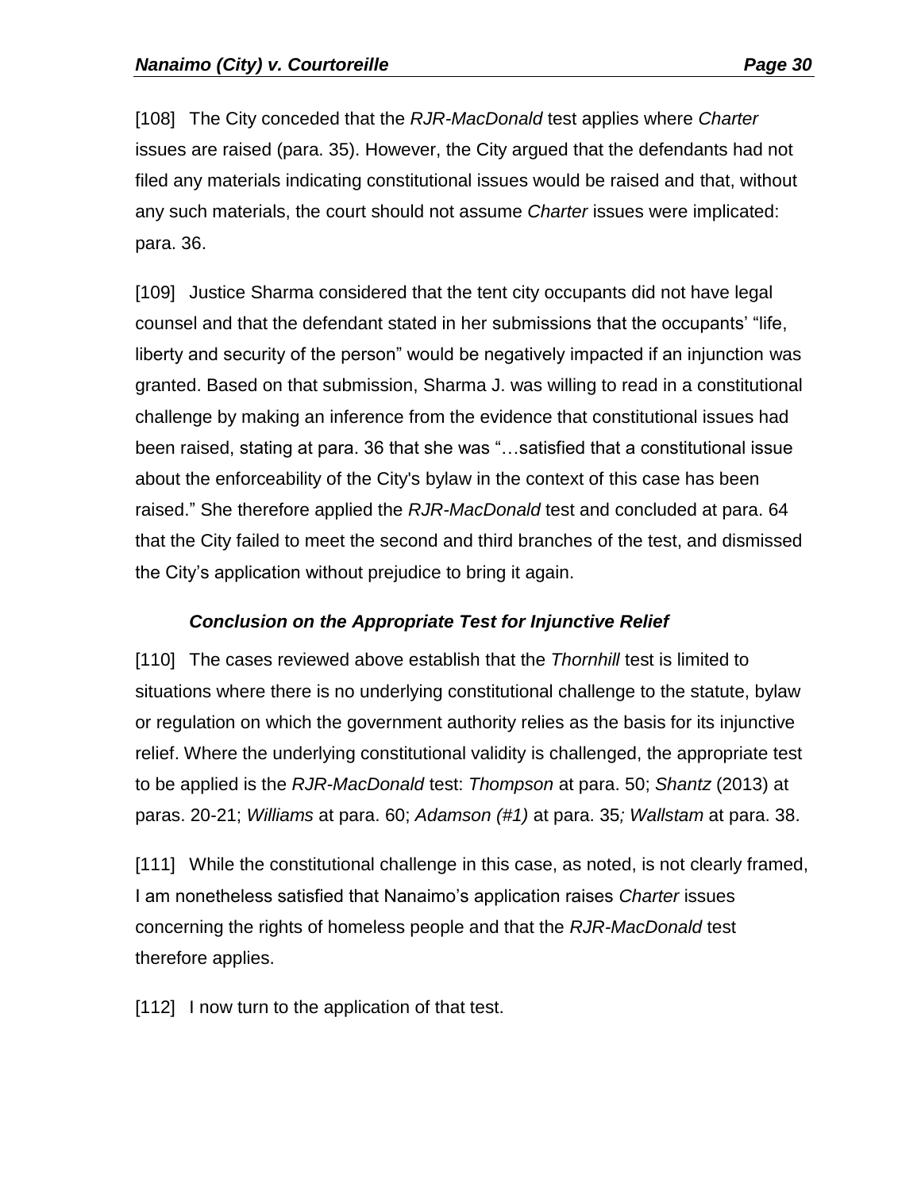[108] The City conceded that the *RJR-MacDonald* test applies where *Charter* issues are raised (para. 35). However, the City argued that the defendants had not filed any materials indicating constitutional issues would be raised and that, without any such materials, the court should not assume *Charter* issues were implicated: para. 36.

[109] Justice Sharma considered that the tent city occupants did not have legal counsel and that the defendant stated in her submissions that the occupants' "life, liberty and security of the person" would be negatively impacted if an injunction was granted. Based on that submission, Sharma J. was willing to read in a constitutional challenge by making an inference from the evidence that constitutional issues had been raised, stating at para. 36 that she was "…satisfied that a constitutional issue about the enforceability of the City's bylaw in the context of this case has been raised." She therefore applied the *RJR-MacDonald* test and concluded at para. 64 that the City failed to meet the second and third branches of the test, and dismissed the City's application without prejudice to bring it again.

### *Conclusion on the Appropriate Test for Injunctive Relief*

[110] The cases reviewed above establish that the *Thornhill* test is limited to situations where there is no underlying constitutional challenge to the statute, bylaw or regulation on which the government authority relies as the basis for its injunctive relief. Where the underlying constitutional validity is challenged, the appropriate test to be applied is the *RJR-MacDonald* test: *Thompson* at para. 50; *Shantz* (2013) at paras. 20-21; *Williams* at para. 60; *Adamson (#1)* at para. 35; *Wallstam* at para. 38.

[111] While the constitutional challenge in this case, as noted, is not clearly framed, I am nonetheless satisfied that Nanaimo's application raises *Charter* issues concerning the rights of homeless people and that the *RJR-MacDonald* test therefore applies.

[112] I now turn to the application of that test.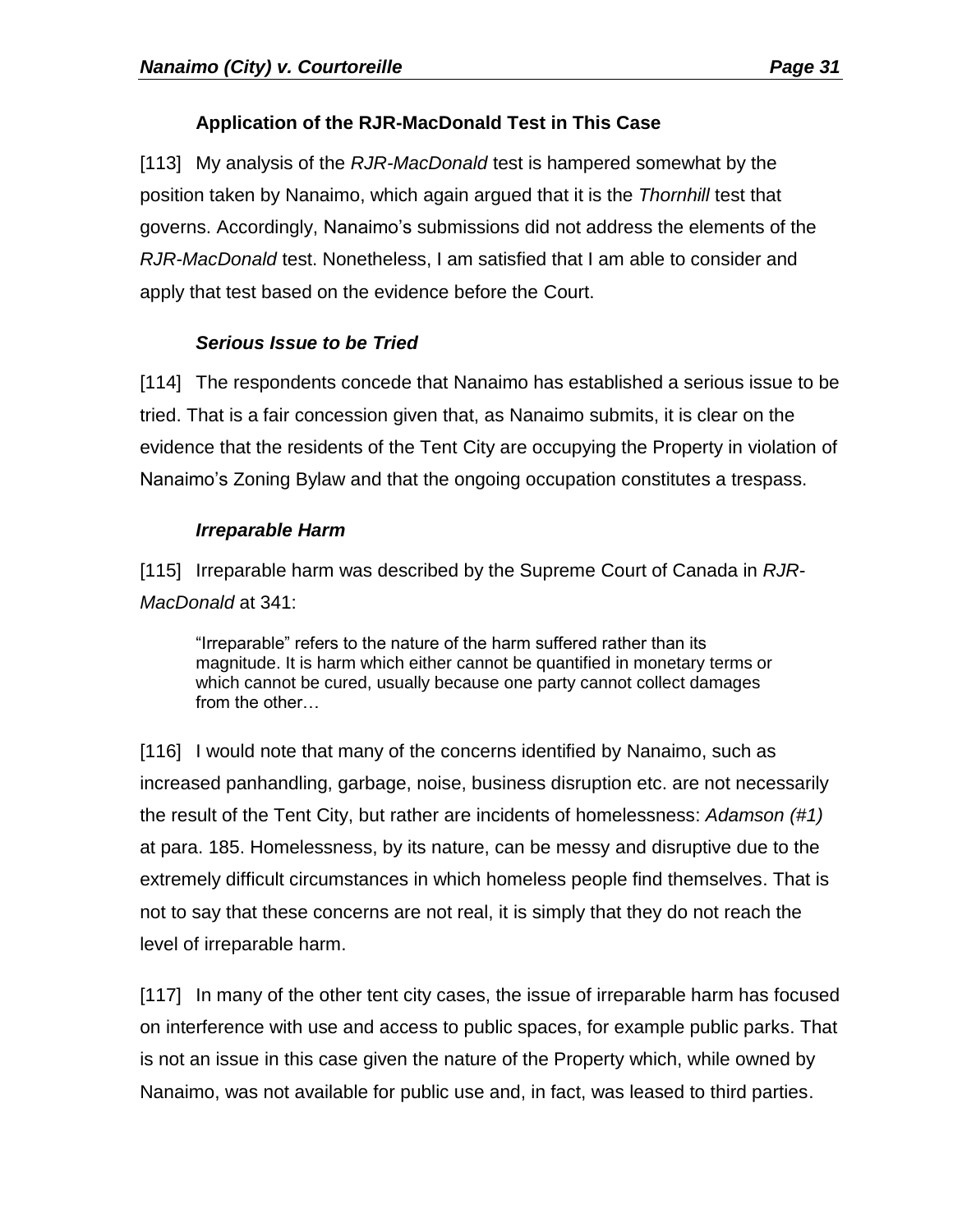### Application of the RJR-MacDonald Test in This Case

[113] My analysis of the *RJR-MacDonald* test is hampered somewhat by the position taken by Nanaimo, which again argued that it is the *Thornhill* test that governs. Accordingly, Nanaimo's submissions did not address the elements of the *RJR-MacDonald* test. Nonetheless, I am satisfied that I am able to consider and apply that test based on the evidence before the Court.

#### *Serious Issue to be Tried*

[114] The respondents concede that Nanaimo has established a serious issue to be tried. That is a fair concession given that, as Nanaimo submits, it is clear on the evidence that the residents of the Tent City are occupying the Property in violation of Nanaimo's Zoning Bylaw and that the ongoing occupation constitutes a trespass.

#### *Irreparable Harm*

[115] Irreparable harm was described by the Supreme Court of Canada in *RJR-MacDonald* at 341:

> "Irreparable" refers to the nature of the harm suffered rather than its magnitude. It is harm which either cannot be quantified in monetary terms or which cannot be cured, usually because one party cannot collect damages from the other…

[116] I would note that many of the concerns identified by Nanaimo, such as increased panhandling, garbage, noise, business disruption etc. are not necessarily the result of the Tent City, but rather are incidents of homelessness: *Adamson (#1)* at para. 185. Homelessness, by its nature, can be messy and disruptive due to the extremely difficult circumstances in which homeless people find themselves. That is not to say that these concerns are not real, it is simply that they do not reach the level of irreparable harm.

[117] In many of the other tent city cases, the issue of irreparable harm has focused on interference with use and access to public spaces, for example public parks. That is not an issue in this case given the nature of the Property which, while owned by Nanaimo, was not available for public use and, in fact, was leased to third parties.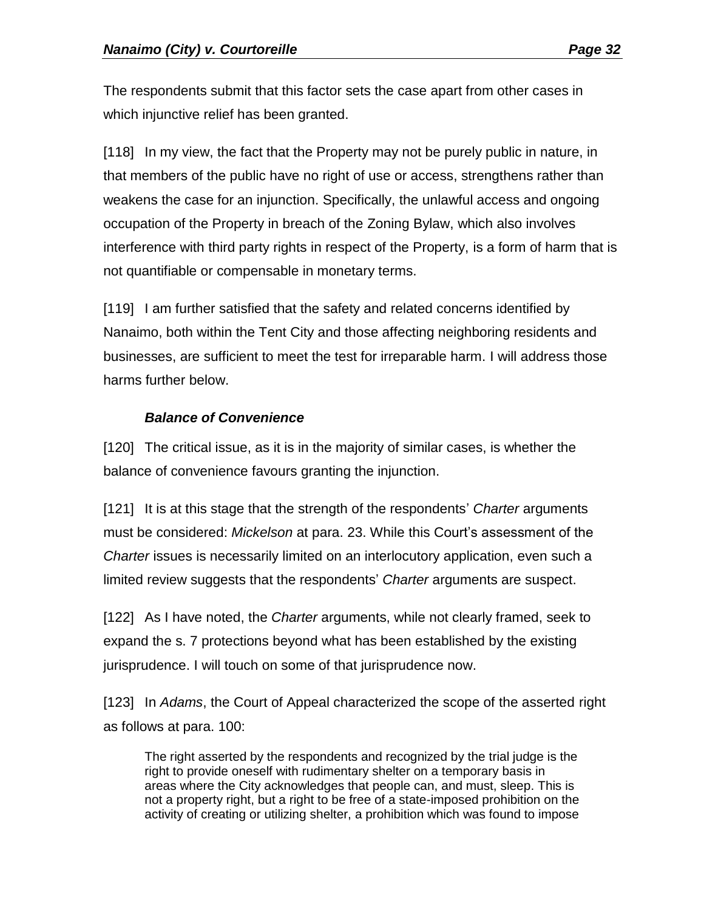The respondents submit that this factor sets the case apart from other cases in which injunctive relief has been granted.

[118] In my view, the fact that the Property may not be purely public in nature, in that members of the public have no right of use or access, strengthens rather than weakens the case for an injunction. Specifically, the unlawful access and ongoing occupation of the Property in breach of the Zoning Bylaw, which also involves interference with third party rights in respect of the Property, is a form of harm that is not quantifiable or compensable in monetary terms.

[119] I am further satisfied that the safety and related concerns identified by Nanaimo, both within the Tent City and those affecting neighboring residents and businesses, are sufficient to meet the test for irreparable harm. I will address those harms further below.

#### *Balance of Convenience*

[120] The critical issue, as it is in the majority of similar cases, is whether the balance of convenience favours granting the injunction.

[121] It is at this stage that the strength of the respondents' *Charter* arguments must be considered: *Mickelson* at para. 23. While this Court's assessment of the *Charter* issues is necessarily limited on an interlocutory application, even such a limited review suggests that the respondents' *Charter* arguments are suspect.

[122] As I have noted, the *Charter* arguments, while not clearly framed, seek to expand the s. 7 protections beyond what has been established by the existing jurisprudence. I will touch on some of that jurisprudence now.

[123] In *Adams*, the Court of Appeal characterized the scope of the asserted right as follows at para. 100:

> The right asserted by the respondents and recognized by the trial judge is the right to provide oneself with rudimentary shelter on a temporary basis in areas where the City acknowledges that people can, and must, sleep. This is not a property right, but a right to be free of a state-imposed prohibition on the activity of creating or utilizing shelter, a prohibition which was found to impose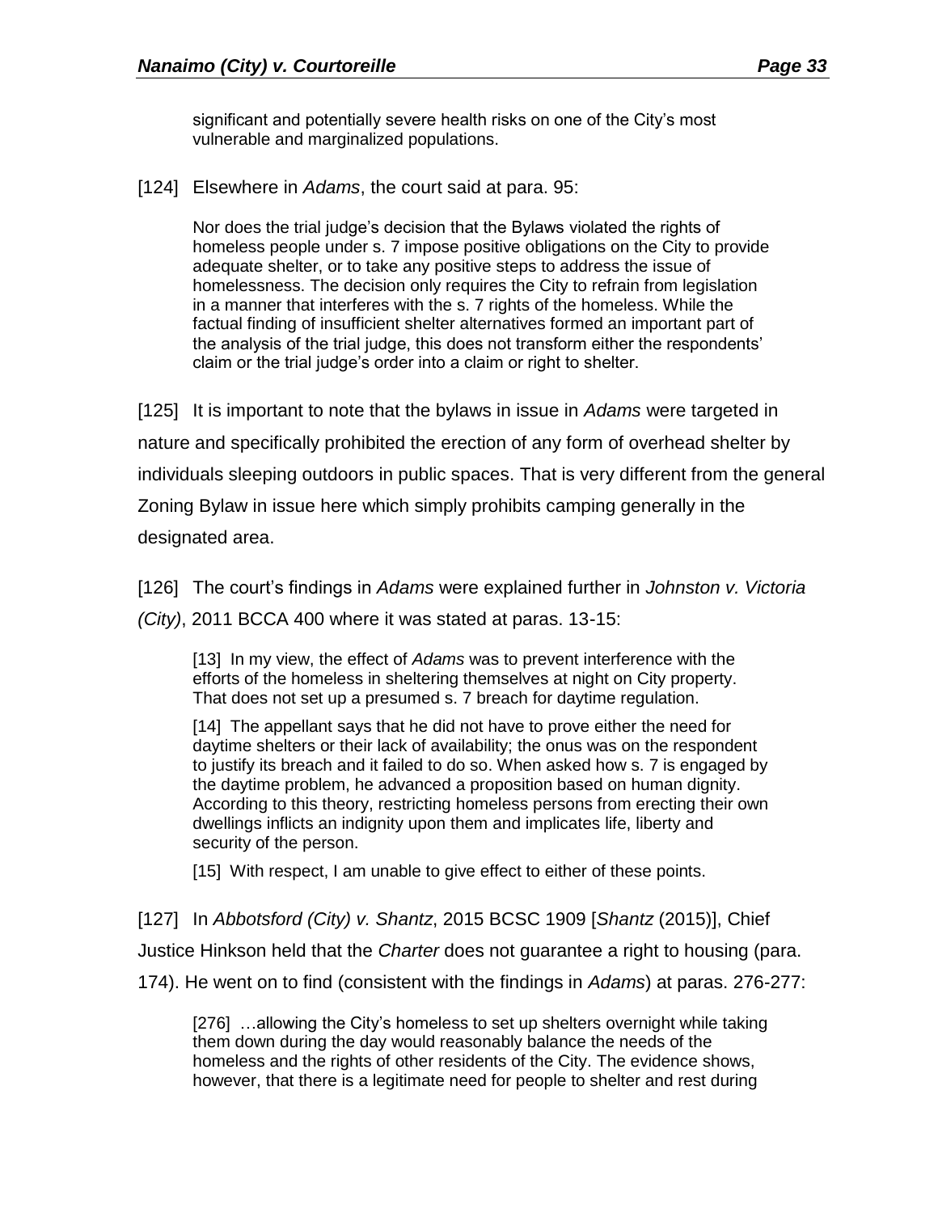> significant and potentially severe health risks on one of the City's most vulnerable and marginalized populations.

[124] Elsewhere in *Adams*, the court said at para. 95:

> Nor does the trial judge's decision that the Bylaws violated the rights of homeless people under s. 7 impose positive obligations on the City to provide adequate shelter, or to take any positive steps to address the issue of homelessness. The decision only requires the City to refrain from legislation in a manner that interferes with the s. 7 rights of the homeless. While the factual finding of insufficient shelter alternatives formed an important part of the analysis of the trial judge, this does not transform either the respondents' claim or the trial judge's order into a claim or right to shelter.

[125] It is important to note that the bylaws in issue in *Adams* were targeted in nature and specifically prohibited the erection of any form of overhead shelter by individuals sleeping outdoors in public spaces. That is very different from the general Zoning Bylaw in issue here which simply prohibits camping generally in the designated area.

[126] The court's findings in *Adams* were explained further in *Johnston v. Victoria (City)*, 2011 BCCA 400 where it was stated at paras. 13-15:

> [13] In my view, the effect of *Adams* was to prevent interference with the efforts of the homeless in sheltering themselves at night on City property. That does not set up a presumed s. 7 breach for daytime regulation.
>
> [14] The appellant says that he did not have to prove either the need for daytime shelters or their lack of availability; the onus was on the respondent to justify its breach and it failed to do so. When asked how s. 7 is engaged by the daytime problem, he advanced a proposition based on human dignity. According to this theory, restricting homeless persons from erecting their own dwellings inflicts an indignity upon them and implicates life, liberty and security of the person.
>
> [15] With respect, I am unable to give effect to either of these points.

[127] In *Abbotsford (City) v. Shantz*, 2015 BCSC 1909 [*Shantz* (2015)], Chief Justice Hinkson held that the *Charter* does not guarantee a right to housing (para. 174). He went on to find (consistent with the findings in *Adams*) at paras. 276-277:

> [276] …allowing the City's homeless to set up shelters overnight while taking them down during the day would reasonably balance the needs of the homeless and the rights of other residents of the City. The evidence shows, however, that there is a legitimate need for people to shelter and rest during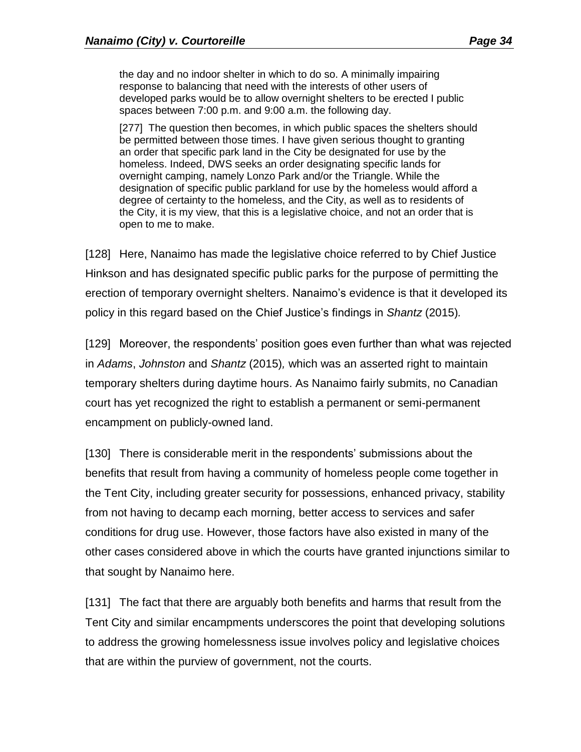> the day and no indoor shelter in which to do so. A minimally impairing response to balancing that need with the interests of other users of developed parks would be to allow overnight shelters to be erected I public spaces between 7:00 p.m. and 9:00 a.m. the following day.
>
> [277] The question then becomes, in which public spaces the shelters should be permitted between those times. I have given serious thought to granting an order that specific park land in the City be designated for use by the homeless. Indeed, DWS seeks an order designating specific lands for overnight camping, namely Lonzo Park and/or the Triangle. While the designation of specific public parkland for use by the homeless would afford a degree of certainty to the homeless, and the City, as well as to residents of the City, it is my view, that this is a legislative choice, and not an order that is open to me to make.

[128] Here, Nanaimo has made the legislative choice referred to by Chief Justice Hinkson and has designated specific public parks for the purpose of permitting the erection of temporary overnight shelters. Nanaimo's evidence is that it developed its policy in this regard based on the Chief Justice's findings in *Shantz* (2015)*.*

[129] Moreover, the respondents' position goes even further than what was rejected in *Adams*, *Johnston* and *Shantz* (2015)*,* which was an asserted right to maintain temporary shelters during daytime hours. As Nanaimo fairly submits, no Canadian court has yet recognized the right to establish a permanent or semi-permanent encampment on publicly-owned land.

[130] There is considerable merit in the respondents' submissions about the benefits that result from having a community of homeless people come together in the Tent City, including greater security for possessions, enhanced privacy, stability from not having to decamp each morning, better access to services and safer conditions for drug use. However, those factors have also existed in many of the other cases considered above in which the courts have granted injunctions similar to that sought by Nanaimo here.

[131] The fact that there are arguably both benefits and harms that result from the Tent City and similar encampments underscores the point that developing solutions to address the growing homelessness issue involves policy and legislative choices that are within the purview of government, not the courts.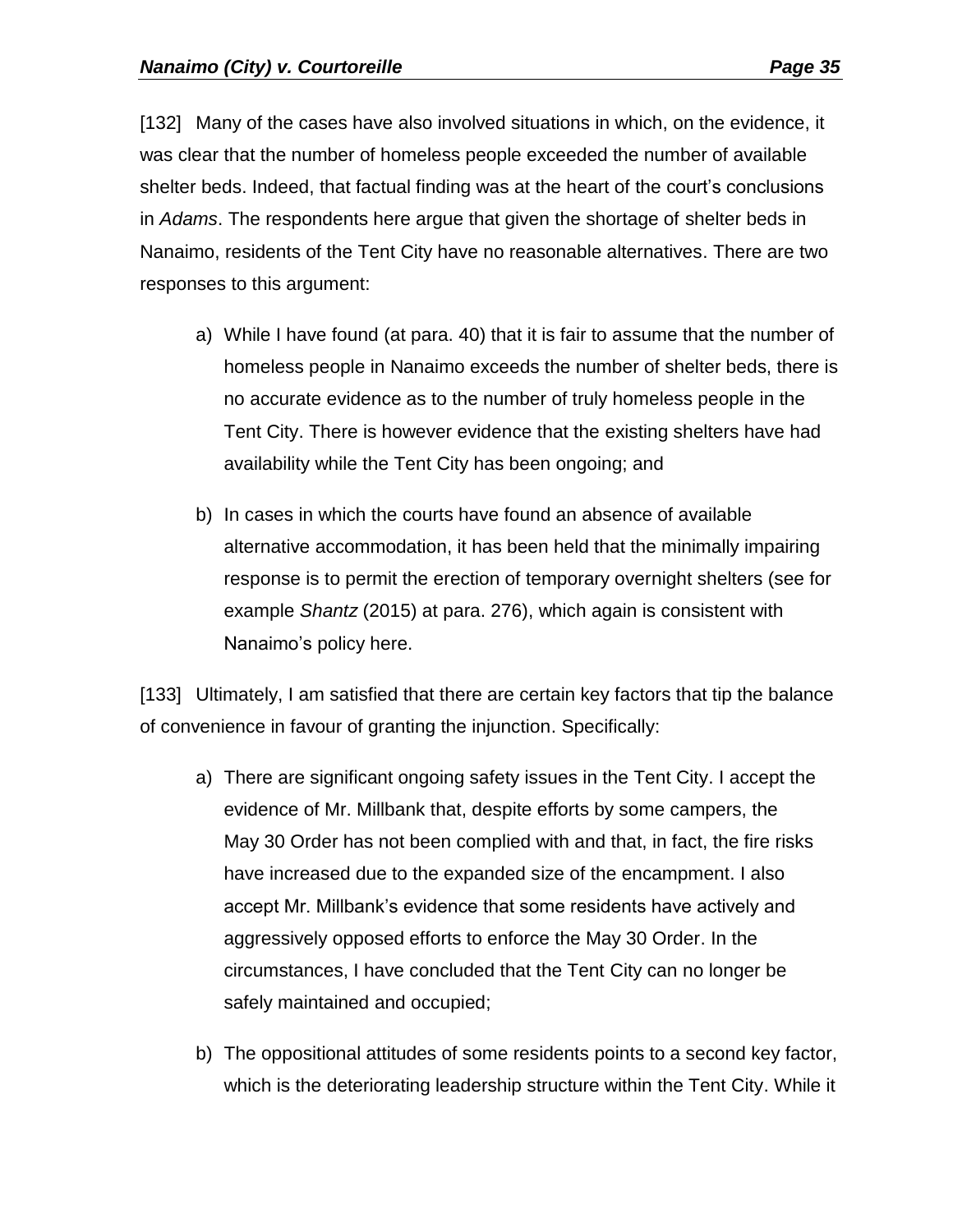[132] Many of the cases have also involved situations in which, on the evidence, it was clear that the number of homeless people exceeded the number of available shelter beds. Indeed, that factual finding was at the heart of the court's conclusions in *Adams*. The respondents here argue that given the shortage of shelter beds in Nanaimo, residents of the Tent City have no reasonable alternatives. There are two responses to this argument:

a) While I have found (at para. 40) that it is fair to assume that the number of homeless people in Nanaimo exceeds the number of shelter beds, there is no accurate evidence as to the number of truly homeless people in the Tent City. There is however evidence that the existing shelters have had availability while the Tent City has been ongoing; and

b) In cases in which the courts have found an absence of available alternative accommodation, it has been held that the minimally impairing response is to permit the erection of temporary overnight shelters (see for example *Shantz* (2015) at para. 276), which again is consistent with Nanaimo's policy here.

[133] Ultimately, I am satisfied that there are certain key factors that tip the balance of convenience in favour of granting the injunction. Specifically:

a) There are significant ongoing safety issues in the Tent City. I accept the evidence of Mr. Millbank that, despite efforts by some campers, the May 30 Order has not been complied with and that, in fact, the fire risks have increased due to the expanded size of the encampment. I also accept Mr. Millbank's evidence that some residents have actively and aggressively opposed efforts to enforce the May 30 Order. In the circumstances, I have concluded that the Tent City can no longer be safely maintained and occupied;

b) The oppositional attitudes of some residents points to a second key factor, which is the deteriorating leadership structure within the Tent City. While it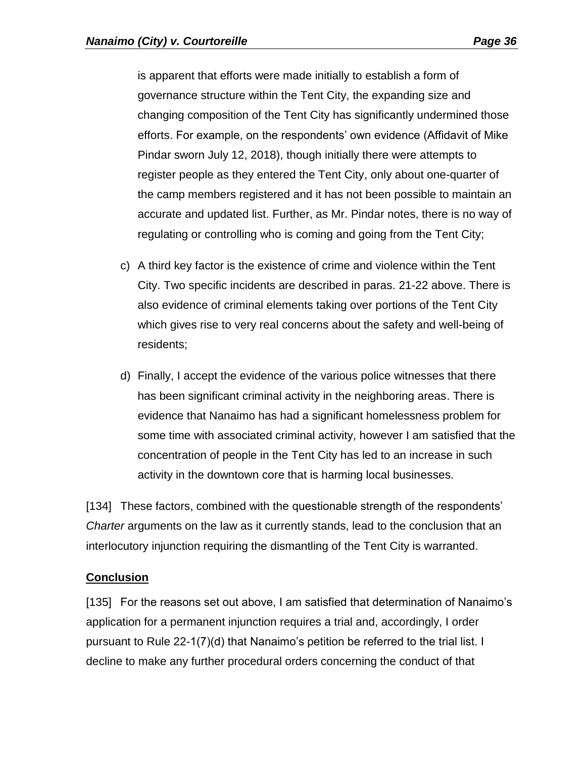is apparent that efforts were made initially to establish a form of governance structure within the Tent City, the expanding size and changing composition of the Tent City has significantly undermined those efforts. For example, on the respondents' own evidence (Affidavit of Mike Pindar sworn July 12, 2018), though initially there were attempts to register people as they entered the Tent City, only about one-quarter of the camp members registered and it has not been possible to maintain an accurate and updated list. Further, as Mr. Pindar notes, there is no way of regulating or controlling who is coming and going from the Tent City;

c) A third key factor is the existence of crime and violence within the Tent City. Two specific incidents are described in paras. 21-22 above. There is also evidence of criminal elements taking over portions of the Tent City which gives rise to very real concerns about the safety and well-being of residents;

d) Finally, I accept the evidence of the various police witnesses that there has been significant criminal activity in the neighboring areas. There is evidence that Nanaimo has had a significant homelessness problem for some time with associated criminal activity, however I am satisfied that the concentration of people in the Tent City has led to an increase in such activity in the downtown core that is harming local businesses.

[134] These factors, combined with the questionable strength of the respondents' *Charter* arguments on the law as it currently stands, lead to the conclusion that an interlocutory injunction requiring the dismantling of the Tent City is warranted.

## Conclusion

[135] For the reasons set out above, I am satisfied that determination of Nanaimo's application for a permanent injunction requires a trial and, accordingly, I order pursuant to Rule 22-1(7)(d) that Nanaimo's petition be referred to the trial list. I decline to make any further procedural orders concerning the conduct of that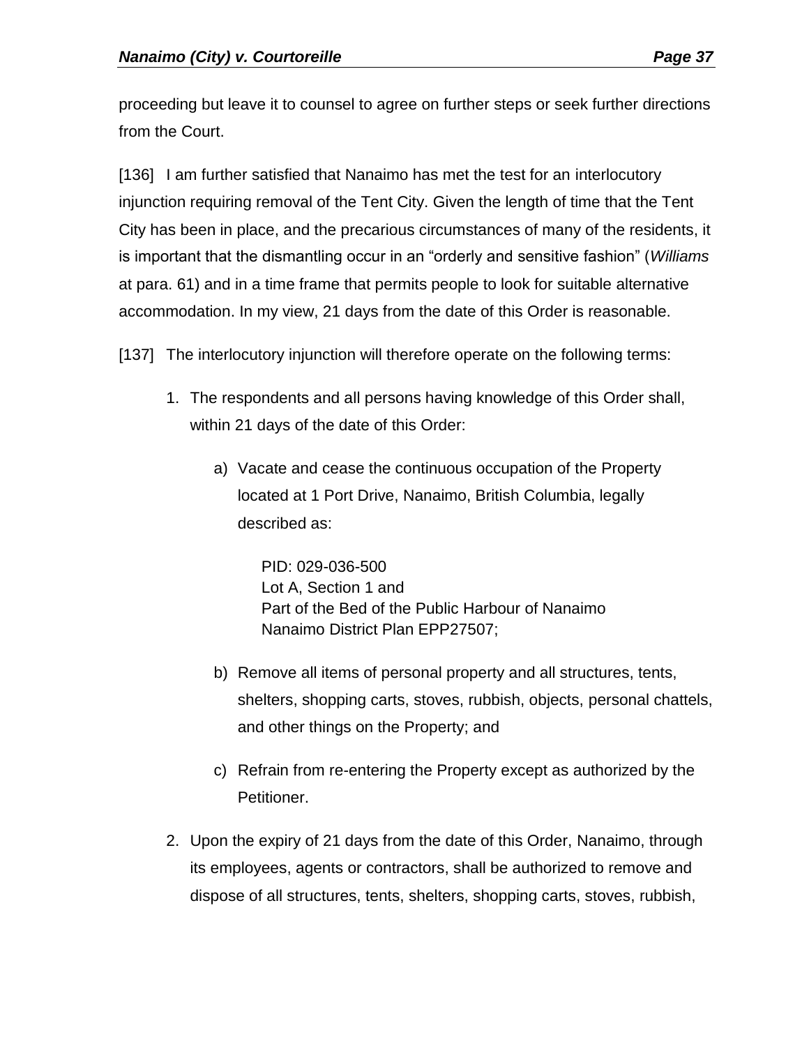proceeding but leave it to counsel to agree on further steps or seek further directions from the Court.

[136] I am further satisfied that Nanaimo has met the test for an interlocutory injunction requiring removal of the Tent City. Given the length of time that the Tent City has been in place, and the precarious circumstances of many of the residents, it is important that the dismantling occur in an "orderly and sensitive fashion" (*Williams* at para. 61) and in a time frame that permits people to look for suitable alternative accommodation. In my view, 21 days from the date of this Order is reasonable.

[137] The interlocutory injunction will therefore operate on the following terms:

1. The respondents and all persons having knowledge of this Order shall, within 21 days of the date of this Order:

    a) Vacate and cease the continuous occupation of the Property located at 1 Port Drive, Nanaimo, British Columbia, legally described as:

        PID: 029-036-500
        Lot A, Section 1 and
        Part of the Bed of the Public Harbour of Nanaimo
        Nanaimo District Plan EPP27507;

    b) Remove all items of personal property and all structures, tents, shelters, shopping carts, stoves, rubbish, objects, personal chattels, and other things on the Property; and

    c) Refrain from re-entering the Property except as authorized by the Petitioner.

2. Upon the expiry of 21 days from the date of this Order, Nanaimo, through its employees, agents or contractors, shall be authorized to remove and dispose of all structures, tents, shelters, shopping carts, stoves, rubbish,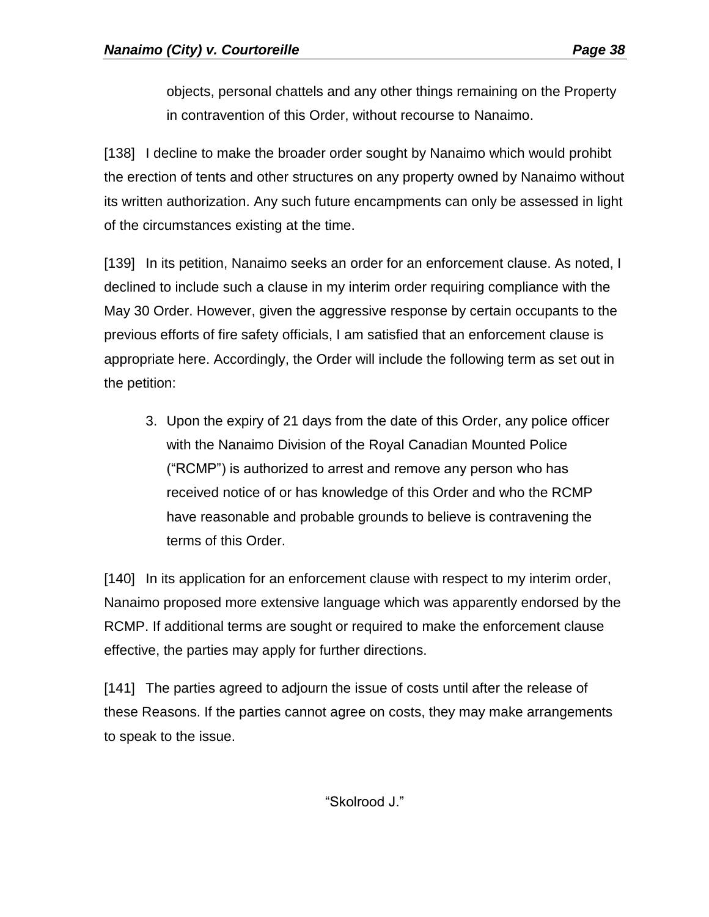objects, personal chattels and any other things remaining on the Property in contravention of this Order, without recourse to Nanaimo.

[138] I decline to make the broader order sought by Nanaimo which would prohibt the erection of tents and other structures on any property owned by Nanaimo without its written authorization. Any such future encampments can only be assessed in light of the circumstances existing at the time.

[139] In its petition, Nanaimo seeks an order for an enforcement clause. As noted, I declined to include such a clause in my interim order requiring compliance with the May 30 Order. However, given the aggressive response by certain occupants to the previous efforts of fire safety officials, I am satisfied that an enforcement clause is appropriate here. Accordingly, the Order will include the following term as set out in the petition:

3. Upon the expiry of 21 days from the date of this Order, any police officer with the Nanaimo Division of the Royal Canadian Mounted Police ("RCMP") is authorized to arrest and remove any person who has received notice of or has knowledge of this Order and who the RCMP have reasonable and probable grounds to believe is contravening the terms of this Order.

[140] In its application for an enforcement clause with respect to my interim order, Nanaimo proposed more extensive language which was apparently endorsed by the RCMP. If additional terms are sought or required to make the enforcement clause effective, the parties may apply for further directions.

[141] The parties agreed to adjourn the issue of costs until after the release of these Reasons. If the parties cannot agree on costs, they may make arrangements to speak to the issue.

"Skolrood J."